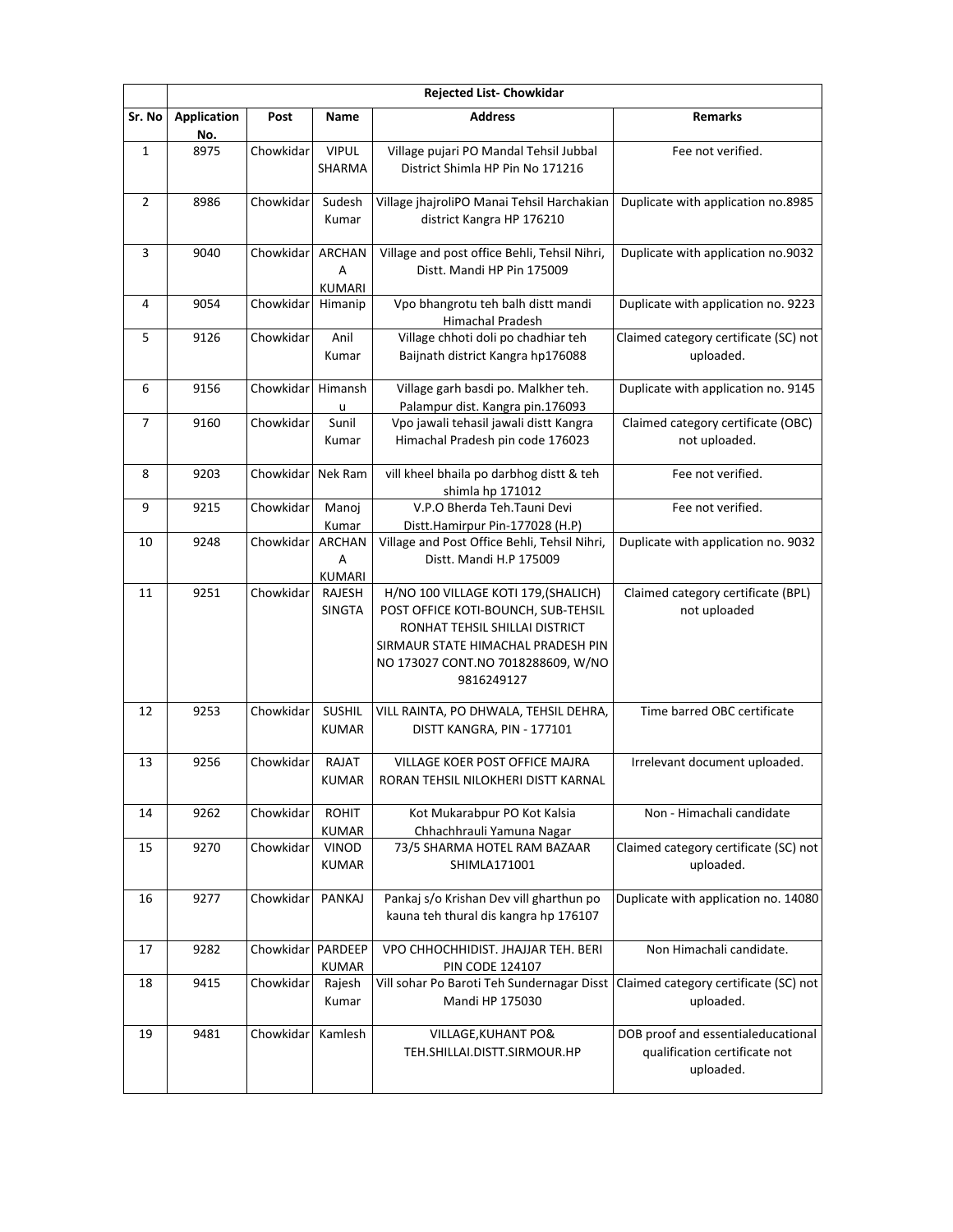| | Rejected List- Chowkidar | | | | |
|---|---|---|---|---|---|
| Sr. No | Application No. | Post | Name | Address | Remarks |
| 1 | 8975 | Chowkidar | VIPUL SHARMA | Village pujari PO Mandal Tehsil Jubbal District Shimla HP Pin No 171216 | Fee not verified. |
| 2 | 8986 | Chowkidar | Sudesh Kumar | Village jhajroliPO Manai Tehsil Harchakian district Kangra HP 176210 | Duplicate with application no.8985 |
| 3 | 9040 | Chowkidar | ARCHANA KUMARI | Village and post office Behli, Tehsil Nihri, Distt. Mandi HP Pin 175009 | Duplicate with application no.9032 |
| 4 | 9054 | Chowkidar | Himanip | Vpo bhangrotu teh balh distt mandi Himachal Pradesh | Duplicate with application no. 9223 |
| 5 | 9126 | Chowkidar | Anil Kumar | Village chhoti doli po chadhiar teh Baijnath district Kangra hp176088 | Claimed category certificate (SC) not uploaded. |
| 6 | 9156 | Chowkidar | Himanshu | Village garh basdi po. Malkher teh. Palampur dist. Kangra pin.176093 | Duplicate with application no. 9145 |
| 7 | 9160 | Chowkidar | Sunil Kumar | Vpo jawali tehasil jawali distt Kangra Himachal Pradesh pin code 176023 | Claimed category certificate (OBC) not uploaded. |
| 8 | 9203 | Chowkidar | Nek Ram | vill kheel bhaila po darbhog distt & teh shimla hp 171012 | Fee not verified. |
| 9 | 9215 | Chowkidar | Manoj Kumar | V.P.O Bherda Teh.Tauni Devi Distt.Hamirpur Pin-177028 (H.P) | Fee not verified. |
| 10 | 9248 | Chowkidar | ARCHANA KUMARI | Village and Post Office Behli, Tehsil Nihri, Distt. Mandi H.P 175009 | Duplicate with application no. 9032 |
| 11 | 9251 | Chowkidar | RAJESH SINGTA | H/NO 100 VILLAGE KOTI 179,(SHALICH) POST OFFICE KOTI-BOUNCH, SUB-TEHSIL RONHAT TEHSIL SHILLAI DISTRICT SIRMAUR STATE HIMACHAL PRADESH PIN NO 173027 CONT.NO 7018288609, W/NO 9816249127 | Claimed category certificate (BPL) not uploaded |
| 12 | 9253 | Chowkidar | SUSHIL KUMAR | VILL RAINTA, PO DHWALA, TEHSIL DEHRA, DISTT KANGRA, PIN - 177101 | Time barred OBC certificate |
| 13 | 9256 | Chowkidar | RAJAT KUMAR | VILLAGE KOER POST OFFICE MAJRA RORAN TEHSIL NILOKHERI DISTT KARNAL | Irrelevant document uploaded. |
| 14 | 9262 | Chowkidar | ROHIT KUMAR | Kot Mukarabpur PO Kot Kalsia Chhachhrauli Yamuna Nagar | Non - Himachali candidate |
| 15 | 9270 | Chowkidar | VINOD KUMAR | 73/5 SHARMA HOTEL RAM BAZAAR SHIMLA171001 | Claimed category certificate (SC) not uploaded. |
| 16 | 9277 | Chowkidar | PANKAJ | Pankaj s/o Krishan Dev vill gharthun po kauna teh thural dis kangra hp 176107 | Duplicate with application no. 14080 |
| 17 | 9282 | Chowkidar | PARDEEP KUMAR | VPO CHHOCHHIDIST. JHAJJAR TEH. BERI PIN CODE 124107 | Non Himachali candidate. |
| 18 | 9415 | Chowkidar | Rajesh Kumar | Vill sohar Po Baroti Teh Sundernagar Disst Mandi HP 175030 | Claimed category certificate (SC) not uploaded. |
| 19 | 9481 | Chowkidar | Kamlesh | VILLAGE,KUHANT PO& TEH.SHILLAI.DISTT.SIRMOUR.HP | DOB proof and essentialeducational qualification certificate not uploaded. |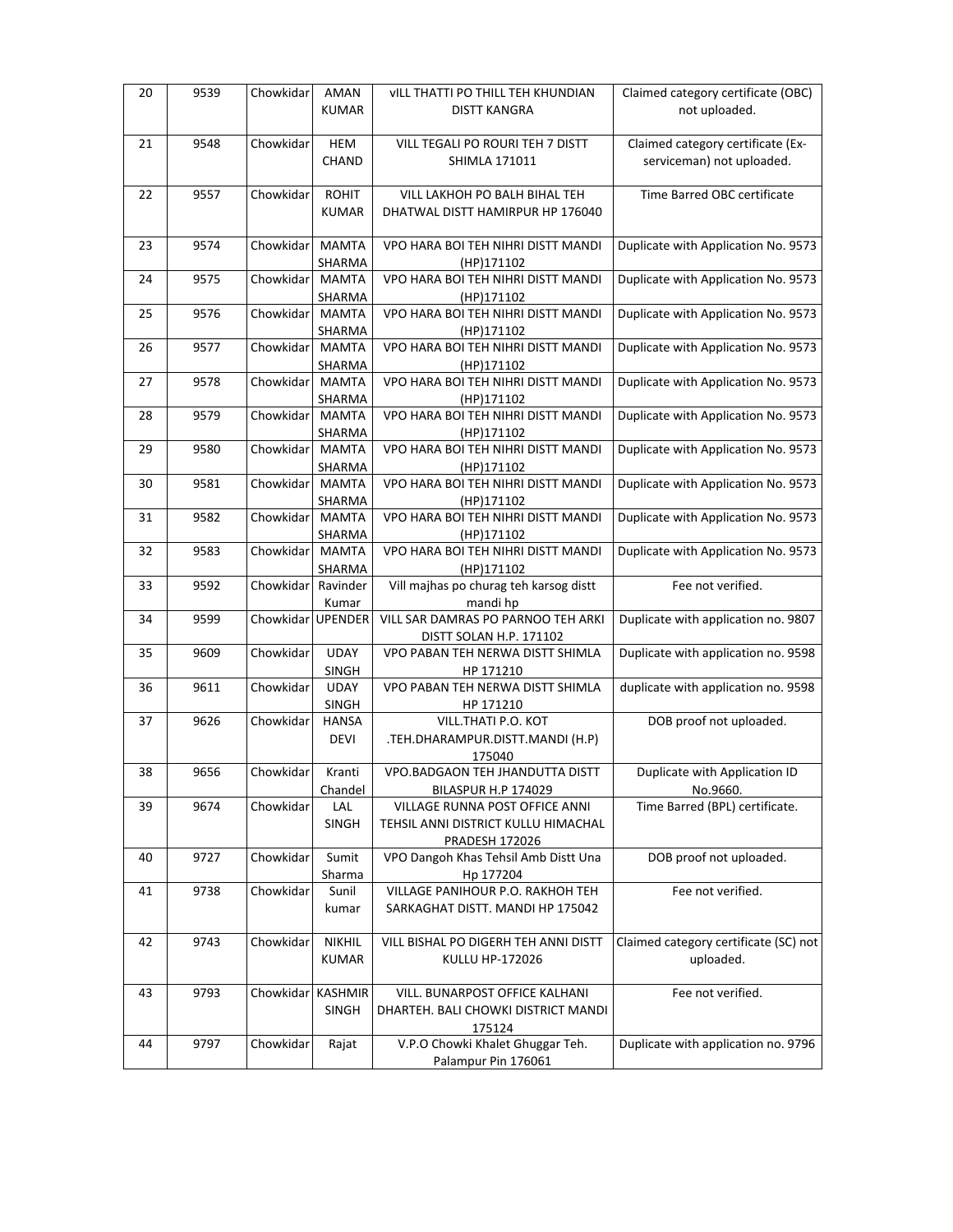| 20 | 9539 | Chowkidar | AMAN KUMAR | vILL THATTI PO THILL TEH KHUNDIAN DISTT KANGRA | Claimed category certificate (OBC) not uploaded. |
|---|---|---|---|---|---|
| 21 | 9548 | Chowkidar | HEM CHAND | VILL TEGALI PO ROURI TEH 7 DISTT SHIMLA 171011 | Claimed category certificate (Ex-serviceman) not uploaded. |
| 22 | 9557 | Chowkidar | ROHIT KUMAR | VILL LAKHOH PO BALH BIHAL TEH DHATWAL DISTT HAMIRPUR HP 176040 | Time Barred OBC certificate |
| 23 | 9574 | Chowkidar | MAMTA SHARMA | VPO HARA BOI TEH NIHRI DISTT MANDI (HP)171102 | Duplicate with Application No. 9573 |
| 24 | 9575 | Chowkidar | MAMTA SHARMA | VPO HARA BOI TEH NIHRI DISTT MANDI (HP)171102 | Duplicate with Application No. 9573 |
| 25 | 9576 | Chowkidar | MAMTA SHARMA | VPO HARA BOI TEH NIHRI DISTT MANDI (HP)171102 | Duplicate with Application No. 9573 |
| 26 | 9577 | Chowkidar | MAMTA SHARMA | VPO HARA BOI TEH NIHRI DISTT MANDI (HP)171102 | Duplicate with Application No. 9573 |
| 27 | 9578 | Chowkidar | MAMTA SHARMA | VPO HARA BOI TEH NIHRI DISTT MANDI (HP)171102 | Duplicate with Application No. 9573 |
| 28 | 9579 | Chowkidar | MAMTA SHARMA | VPO HARA BOI TEH NIHRI DISTT MANDI (HP)171102 | Duplicate with Application No. 9573 |
| 29 | 9580 | Chowkidar | MAMTA SHARMA | VPO HARA BOI TEH NIHRI DISTT MANDI (HP)171102 | Duplicate with Application No. 9573 |
| 30 | 9581 | Chowkidar | MAMTA SHARMA | VPO HARA BOI TEH NIHRI DISTT MANDI (HP)171102 | Duplicate with Application No. 9573 |
| 31 | 9582 | Chowkidar | MAMTA SHARMA | VPO HARA BOI TEH NIHRI DISTT MANDI (HP)171102 | Duplicate with Application No. 9573 |
| 32 | 9583 | Chowkidar | MAMTA SHARMA | VPO HARA BOI TEH NIHRI DISTT MANDI (HP)171102 | Duplicate with Application No. 9573 |
| 33 | 9592 | Chowkidar | Ravinder Kumar | Vill majhas po churag teh karsog distt mandi hp | Fee not verified. |
| 34 | 9599 | Chowkidar | UPENDER | VILL SAR DAMRAS PO PARNOO TEH ARKI DISTT SOLAN H.P. 171102 | Duplicate with application no. 9807 |
| 35 | 9609 | Chowkidar | UDAY SINGH | VPO PABAN TEH NERWA DISTT SHIMLA HP 171210 | Duplicate with application no. 9598 |
| 36 | 9611 | Chowkidar | UDAY SINGH | VPO PABAN TEH NERWA DISTT SHIMLA HP 171210 | duplicate with application no. 9598 |
| 37 | 9626 | Chowkidar | HANSA DEVI | VILL.THATI P.O. KOT .TEH.DHARAMPUR.DISTT.MANDI (H.P) 175040 | DOB proof not uploaded. |
| 38 | 9656 | Chowkidar | Kranti Chandel | VPO.BADGAON TEH JHANDUTTA DISTT BILASPUR H.P 174029 | Duplicate with Application ID No.9660. |
| 39 | 9674 | Chowkidar | LAL SINGH | VILLAGE RUNNA POST OFFICE ANNI TEHSIL ANNI DISTRICT KULLU HIMACHAL PRADESH 172026 | Time Barred (BPL) certificate. |
| 40 | 9727 | Chowkidar | Sumit Sharma | VPO Dangoh Khas Tehsil Amb Distt Una Hp 177204 | DOB proof not uploaded. |
| 41 | 9738 | Chowkidar | Sunil kumar | VILLAGE PANIHOUR P.O. RAKHOH TEH SARKAGHAT DISTT. MANDI HP 175042 | Fee not verified. |
| 42 | 9743 | Chowkidar | NIKHIL KUMAR | VILL BISHAL PO DIGERH TEH ANNI DISTT KULLU HP-172026 | Claimed category certificate (SC) not uploaded. |
| 43 | 9793 | Chowkidar | KASHMIR SINGH | VILL. BUNARPOST OFFICE KALHANI DHARTEH. BALI CHOWKI DISTRICT MANDI 175124 | Fee not verified. |
| 44 | 9797 | Chowkidar | Rajat | V.P.O Chowki Khalet Ghuggar Teh. Palampur Pin 176061 | Duplicate with application no. 9796 |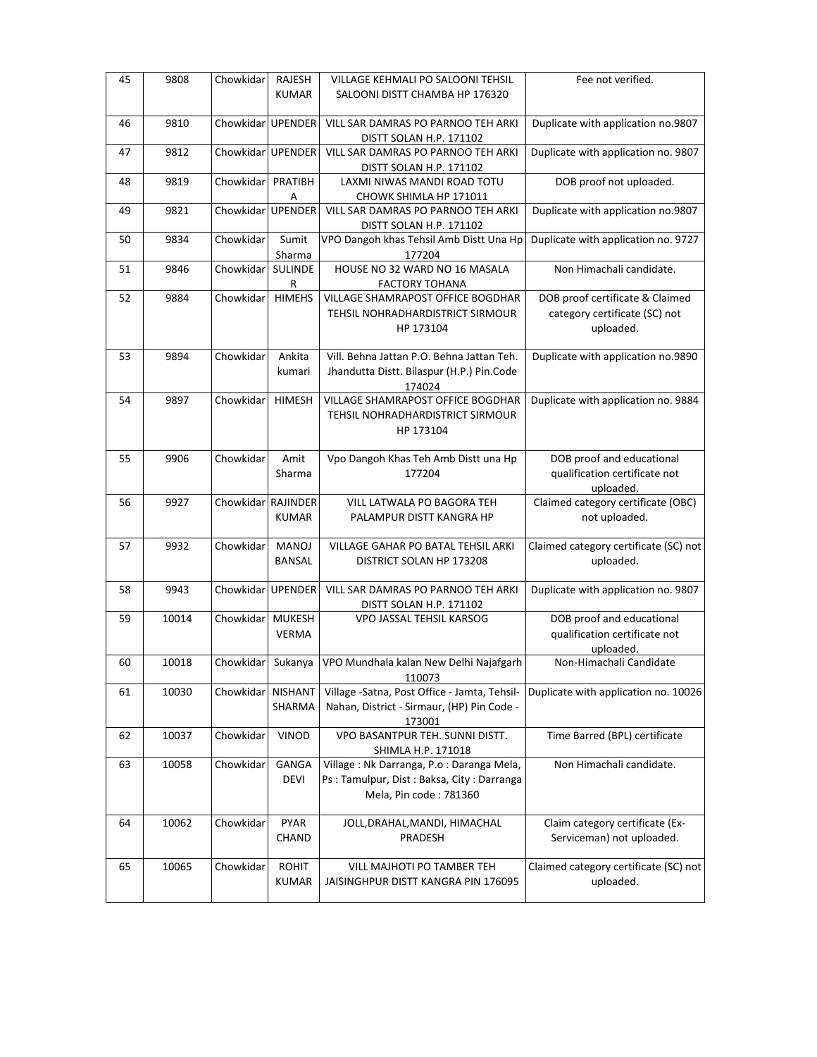| 45 | 9808 | Chowkidar | RAJESH KUMAR | VILLAGE KEHMALI PO SALOONI TEHSIL SALOONI DISTT CHAMBA HP 176320 | Fee not verified. |
|---|---|---|---|---|---|
| 46 | 9810 | Chowkidar | UPENDER | VILL SAR DAMRAS PO PARNOO TEH ARKI DISTT SOLAN H.P. 171102 | Duplicate with application no.9807 |
| 47 | 9812 | Chowkidar | UPENDER | VILL SAR DAMRAS PO PARNOO TEH ARKI DISTT SOLAN H.P. 171102 | Duplicate with application no. 9807 |
| 48 | 9819 | Chowkidar | PRATIBHA | LAXMI NIWAS MANDI ROAD TOTU CHOWK SHIMLA HP 171011 | DOB proof not uploaded. |
| 49 | 9821 | Chowkidar | UPENDER | VILL SAR DAMRAS PO PARNOO TEH ARKI DISTT SOLAN H.P. 171102 | Duplicate with application no.9807 |
| 50 | 9834 | Chowkidar | Sumit Sharma | VPO Dangoh khas Tehsil Amb Distt Una Hp 177204 | Duplicate with application no. 9727 |
| 51 | 9846 | Chowkidar | SULINDER | HOUSE NO 32 WARD NO 16 MASALA FACTORY TOHANA | Non Himachali candidate. |
| 52 | 9884 | Chowkidar | HIMEHS | VILLAGE SHAMRAPOST OFFICE BOGDHAR TEHSIL NOHRADHARDISTRICT SIRMOUR HP 173104 | DOB proof certificate & Claimed category certificate (SC) not uploaded. |
| 53 | 9894 | Chowkidar | Ankita kumari | Vill. Behna Jattan P.O. Behna Jattan Teh. Jhandutta Distt. Bilaspur (H.P.) Pin.Code 174024 | Duplicate with application no.9890 |
| 54 | 9897 | Chowkidar | HIMESH | VILLAGE SHAMRAPOST OFFICE BOGDHAR TEHSIL NOHRADHARDISTRICT SIRMOUR HP 173104 | Duplicate with application no. 9884 |
| 55 | 9906 | Chowkidar | Amit Sharma | Vpo Dangoh Khas Teh Amb Distt una Hp 177204 | DOB proof and educational qualification certificate not uploaded. |
| 56 | 9927 | Chowkidar | RAJINDER KUMAR | VILL LATWALA PO BAGORA TEH PALAMPUR DISTT KANGRA HP | Claimed category certificate (OBC) not uploaded. |
| 57 | 9932 | Chowkidar | MANOJ BANSAL | VILLAGE GAHAR PO BATAL TEHSIL ARKI DISTRICT SOLAN HP 173208 | Claimed category certificate (SC) not uploaded. |
| 58 | 9943 | Chowkidar | UPENDER | VILL SAR DAMRAS PO PARNOO TEH ARKI DISTT SOLAN H.P. 171102 | Duplicate with application no. 9807 |
| 59 | 10014 | Chowkidar | MUKESH VERMA | VPO JASSAL TEHSIL KARSOG | DOB proof and educational qualification certificate not uploaded. |
| 60 | 10018 | Chowkidar | Sukanya | VPO Mundhala kalan New Delhi Najafgarh 110073 | Non-Himachali Candidate |
| 61 | 10030 | Chowkidar | NISHANT SHARMA | Village -Satna, Post Office - Jamta, Tehsil- Nahan, District - Sirmaur, (HP) Pin Code - 173001 | Duplicate with application no. 10026 |
| 62 | 10037 | Chowkidar | VINOD | VPO BASANTPUR TEH. SUNNI DISTT. SHIMLA H.P. 171018 | Time Barred (BPL) certificate |
| 63 | 10058 | Chowkidar | GANGA DEVI | Village : Nk Darranga, P.o : Daranga Mela, Ps : Tamulpur, Dist : Baksa, City : Darranga Mela, Pin code : 781360 | Non Himachali candidate. |
| 64 | 10062 | Chowkidar | PYAR CHAND | JOLL,DRAHAL,MANDI, HIMACHAL PRADESH | Claim category certificate (Ex-Serviceman) not uploaded. |
| 65 | 10065 | Chowkidar | ROHIT KUMAR | VILL MAJHOTI PO TAMBER TEH JAISINGHPUR DISTT KANGRA PIN 176095 | Claimed category certificate (SC) not uploaded. |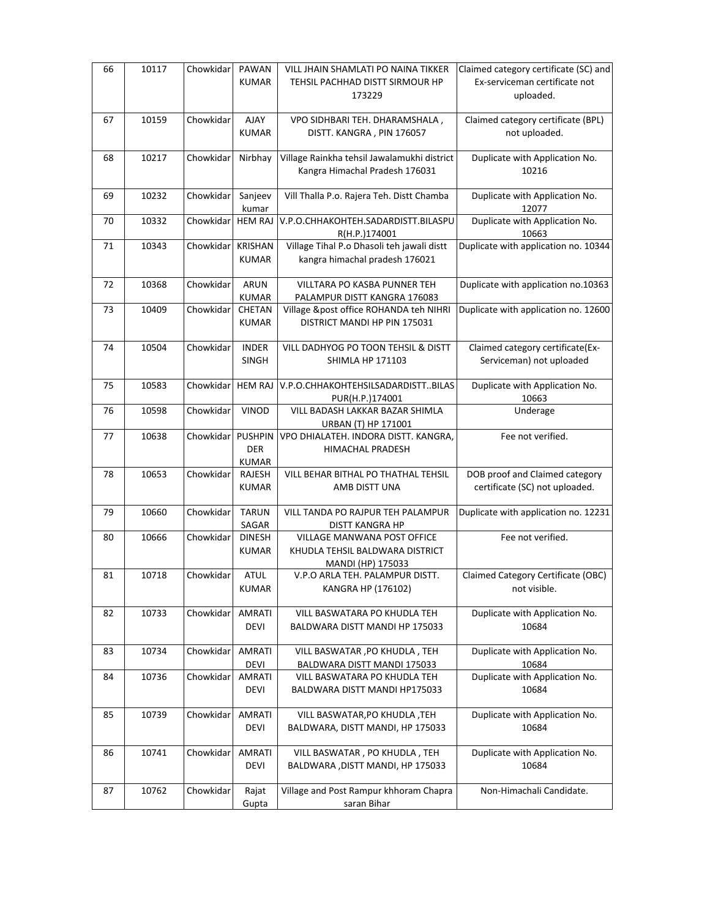| 66 | 10117 | Chowkidar | PAWAN KUMAR | VILL JHAIN SHAMLATI PO NAINA TIKKER TEHSIL PACHHAD DISTT SIRMOUR HP 173229 | Claimed category certificate (SC) and Ex-serviceman certificate not uploaded. |
|---|---|---|---|---|---|
| 67 | 10159 | Chowkidar | AJAY KUMAR | VPO SIDHBARI TEH. DHARAMSHALA , DISTT. KANGRA , PIN 176057 | Claimed category certificate (BPL) not uploaded. |
| 68 | 10217 | Chowkidar | Nirbhay | Village Rainkha tehsil Jawalamukhi district Kangra Himachal Pradesh 176031 | Duplicate with Application No. 10216 |
| 69 | 10232 | Chowkidar | Sanjeev kumar | Vill Thalla P.o. Rajera Teh. Distt Chamba | Duplicate with Application No. 12077 |
| 70 | 10332 | Chowkidar | HEM RAJ | V.P.O.CHHAKOHTEH.SADARDISTT.BILASPUR(H.P.)174001 | Duplicate with Application No. 10663 |
| 71 | 10343 | Chowkidar | KRISHAN KUMAR | Village Tihal P.o Dhasoli teh jawali distt kangra himachal pradesh 176021 | Duplicate with application no. 10344 |
| 72 | 10368 | Chowkidar | ARUN KUMAR | VILLTARA PO KASBA PUNNER TEH PALAMPUR DISTT KANGRA 176083 | Duplicate with application no.10363 |
| 73 | 10409 | Chowkidar | CHETAN KUMAR | Village &post office ROHANDA teh NIHRI DISTRICT MANDI HP PIN 175031 | Duplicate with application no. 12600 |
| 74 | 10504 | Chowkidar | INDER SINGH | VILL DADHYOG PO TOON TEHSIL & DISTT SHIMLA HP 171103 | Claimed category certificate(Ex-Serviceman) not uploaded |
| 75 | 10583 | Chowkidar | HEM RAJ | V.P.O.CHHAKOHTEHSILSADARDISTT..BILASPUR(H.P.)174001 | Duplicate with Application No. 10663 |
| 76 | 10598 | Chowkidar | VINOD | VILL BADASH LAKKAR BAZAR SHIMLA URBAN (T) HP 171001 | Underage |
| 77 | 10638 | Chowkidar | PUSHPIN DER KUMAR | VPO DHIALATEH. INDORA DISTT. KANGRA, HIMACHAL PRADESH | Fee not verified. |
| 78 | 10653 | Chowkidar | RAJESH KUMAR | VILL BEHAR BITHAL PO THATHAL TEHSIL AMB DISTT UNA | DOB proof and Claimed category certificate (SC) not uploaded. |
| 79 | 10660 | Chowkidar | TARUN SAGAR | VILL TANDA PO RAJPUR TEH PALAMPUR DISTT KANGRA HP | Duplicate with application no. 12231 |
| 80 | 10666 | Chowkidar | DINESH KUMAR | VILLAGE MANWANA POST OFFICE KHUDLA TEHSIL BALDWARA DISTRICT MANDI (HP) 175033 | Fee not verified. |
| 81 | 10718 | Chowkidar | ATUL KUMAR | V.P.O ARLA TEH. PALAMPUR DISTT. KANGRA HP (176102) | Claimed Category Certificate (OBC) not visible. |
| 82 | 10733 | Chowkidar | AMRATI DEVI | VILL BASWATARA PO KHUDLA TEH BALDWARA DISTT MANDI HP 175033 | Duplicate with Application No. 10684 |
| 83 | 10734 | Chowkidar | AMRATI DEVI | VILL BASWATAR ,PO KHUDLA , TEH BALDWARA DISTT MANDI 175033 | Duplicate with Application No. 10684 |
| 84 | 10736 | Chowkidar | AMRATI DEVI | VILL BASWATARA PO KHUDLA TEH BALDWARA DISTT MANDI HP175033 | Duplicate with Application No. 10684 |
| 85 | 10739 | Chowkidar | AMRATI DEVI | VILL BASWATAR,PO KHUDLA ,TEH BALDWARA, DISTT MANDI, HP 175033 | Duplicate with Application No. 10684 |
| 86 | 10741 | Chowkidar | AMRATI DEVI | VILL BASWATAR , PO KHUDLA , TEH BALDWARA ,DISTT MANDI, HP 175033 | Duplicate with Application No. 10684 |
| 87 | 10762 | Chowkidar | Rajat Gupta | Village and Post Rampur khhoram Chapra saran Bihar | Non-Himachali Candidate. |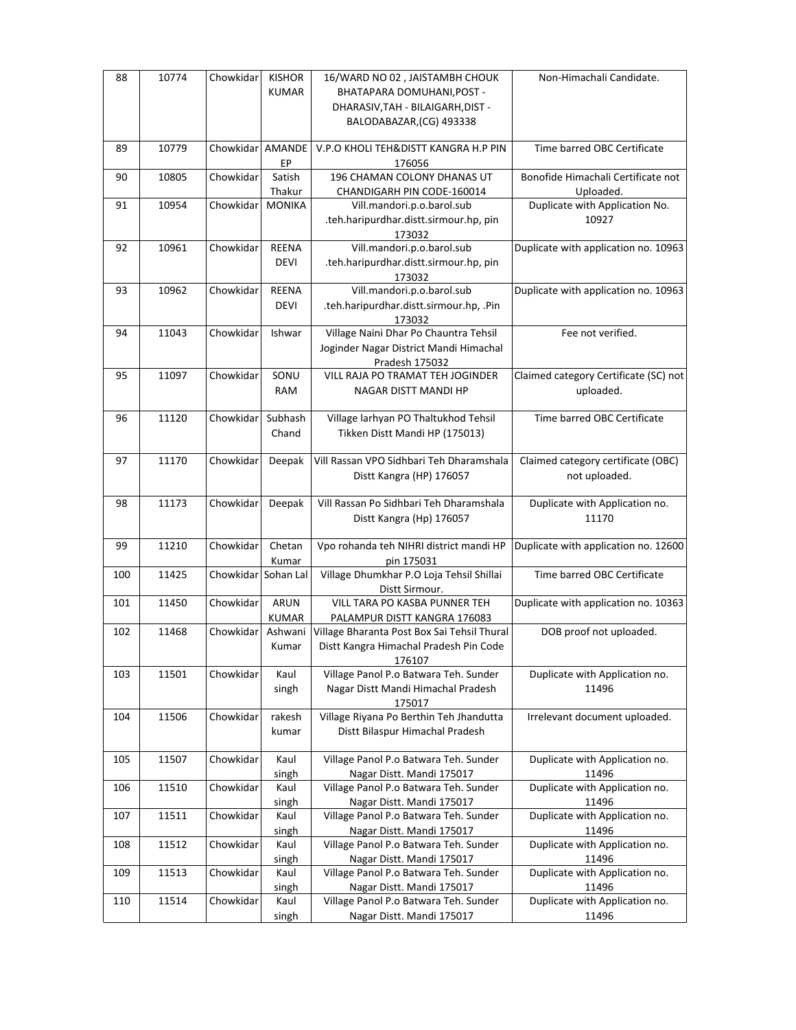| 88 | 10774 | Chowkidar | KISHOR KUMAR | 16/WARD NO 02 , JAISTAMBH CHOUK BHATAPARA DOMUHANI,POST - DHARASIV,TAH - BILAIGARH,DIST - BALODABAZAR,(CG) 493338 | Non-Himachali Candidate. |
|---|---|---|---|---|---|
| 89 | 10779 | Chowkidar | AMANDEEP | V.P.O KHOLI TEH&DISTT KANGRA H.P PIN 176056 | Time barred OBC Certificate |
| 90 | 10805 | Chowkidar | Satish Thakur | 196 CHAMAN COLONY DHANAS UT CHANDIGARH PIN CODE-160014 | Bonofide Himachali Certificate not Uploaded. |
| 91 | 10954 | Chowkidar | MONIKA | Vill.mandori.p.o.barol.sub .teh.haripurdhar.distt.sirmour.hp, pin 173032 | Duplicate with Application No. 10927 |
| 92 | 10961 | Chowkidar | REENA DEVI | Vill.mandori.p.o.barol.sub .teh.haripurdhar.distt.sirmour.hp, pin 173032 | Duplicate with application no. 10963 |
| 93 | 10962 | Chowkidar | REENA DEVI | Vill.mandori.p.o.barol.sub .teh.haripurdhar.distt.sirmour.hp, .Pin 173032 | Duplicate with application no. 10963 |
| 94 | 11043 | Chowkidar | Ishwar | Village Naini Dhar Po Chauntra Tehsil Joginder Nagar District Mandi Himachal Pradesh 175032 | Fee not verified. |
| 95 | 11097 | Chowkidar | SONU RAM | VILL RAJA PO TRAMAT TEH JOGINDER NAGAR DISTT MANDI HP | Claimed category Certificate (SC) not uploaded. |
| 96 | 11120 | Chowkidar | Subhash Chand | Village larhyan PO Thaltukhod Tehsil Tikken Distt Mandi HP (175013) | Time barred OBC Certificate |
| 97 | 11170 | Chowkidar | Deepak | Vill Rassan VPO Sidhbari Teh Dharamshala Distt Kangra (HP) 176057 | Claimed category certificate (OBC) not uploaded. |
| 98 | 11173 | Chowkidar | Deepak | Vill Rassan Po Sidhbari Teh Dharamshala Distt Kangra (Hp) 176057 | Duplicate with Application no. 11170 |
| 99 | 11210 | Chowkidar | Chetan Kumar | Vpo rohanda teh NIHRI district mandi HP pin 175031 | Duplicate with application no. 12600 |
| 100 | 11425 | Chowkidar | Sohan Lal | Village Dhumkhar P.O Loja Tehsil Shillai Distt Sirmour. | Time barred OBC Certificate |
| 101 | 11450 | Chowkidar | ARUN KUMAR | VILL TARA PO KASBA PUNNER TEH PALAMPUR DISTT KANGRA 176083 | Duplicate with application no. 10363 |
| 102 | 11468 | Chowkidar | Ashwani Kumar | Village Bharanta Post Box Sai Tehsil Thural Distt Kangra Himachal Pradesh Pin Code 176107 | DOB proof not uploaded. |
| 103 | 11501 | Chowkidar | Kaul singh | Village Panol P.o Batwara Teh. Sunder Nagar Distt Mandi Himachal Pradesh 175017 | Duplicate with Application no. 11496 |
| 104 | 11506 | Chowkidar | rakesh kumar | Village Riyana Po Berthin Teh Jhandutta Distt Bilaspur Himachal Pradesh | Irrelevant document uploaded. |
| 105 | 11507 | Chowkidar | Kaul singh | Village Panol P.o Batwara Teh. Sunder Nagar Distt. Mandi 175017 | Duplicate with Application no. 11496 |
| 106 | 11510 | Chowkidar | Kaul singh | Village Panol P.o Batwara Teh. Sunder Nagar Distt. Mandi 175017 | Duplicate with Application no. 11496 |
| 107 | 11511 | Chowkidar | Kaul singh | Village Panol P.o Batwara Teh. Sunder Nagar Distt. Mandi 175017 | Duplicate with Application no. 11496 |
| 108 | 11512 | Chowkidar | Kaul singh | Village Panol P.o Batwara Teh. Sunder Nagar Distt. Mandi 175017 | Duplicate with Application no. 11496 |
| 109 | 11513 | Chowkidar | Kaul singh | Village Panol P.o Batwara Teh. Sunder Nagar Distt. Mandi 175017 | Duplicate with Application no. 11496 |
| 110 | 11514 | Chowkidar | Kaul singh | Village Panol P.o Batwara Teh. Sunder Nagar Distt. Mandi 175017 | Duplicate with Application no. 11496 |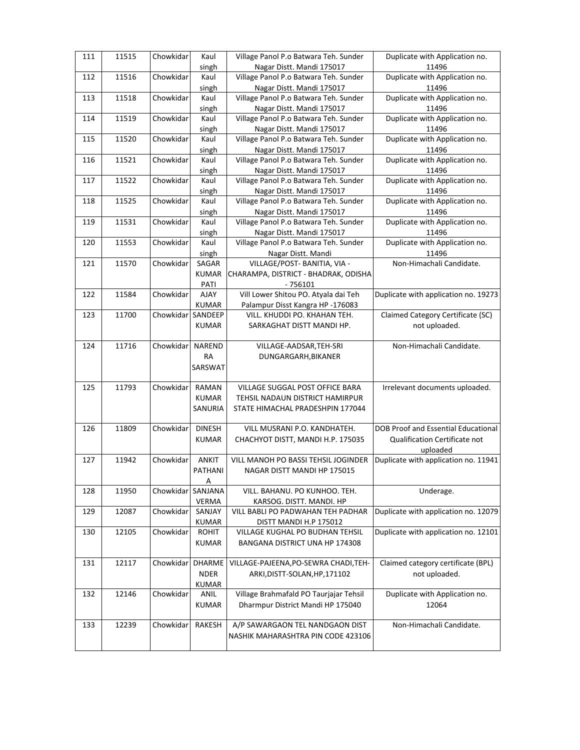| 111 | 11515 | Chowkidar | Kaul singh | Village Panol P.o Batwara Teh. Sunder Nagar Distt. Mandi 175017 | Duplicate with Application no. 11496 |
|---|---|---|---|---|---|
| 112 | 11516 | Chowkidar | Kaul singh | Village Panol P.o Batwara Teh. Sunder Nagar Distt. Mandi 175017 | Duplicate with Application no. 11496 |
| 113 | 11518 | Chowkidar | Kaul singh | Village Panol P.o Batwara Teh. Sunder Nagar Distt. Mandi 175017 | Duplicate with Application no. 11496 |
| 114 | 11519 | Chowkidar | Kaul singh | Village Panol P.o Batwara Teh. Sunder Nagar Distt. Mandi 175017 | Duplicate with Application no. 11496 |
| 115 | 11520 | Chowkidar | Kaul singh | Village Panol P.o Batwara Teh. Sunder Nagar Distt. Mandi 175017 | Duplicate with Application no. 11496 |
| 116 | 11521 | Chowkidar | Kaul singh | Village Panol P.o Batwara Teh. Sunder Nagar Distt. Mandi 175017 | Duplicate with Application no. 11496 |
| 117 | 11522 | Chowkidar | Kaul singh | Village Panol P.o Batwara Teh. Sunder Nagar Distt. Mandi 175017 | Duplicate with Application no. 11496 |
| 118 | 11525 | Chowkidar | Kaul singh | Village Panol P.o Batwara Teh. Sunder Nagar Distt. Mandi 175017 | Duplicate with Application no. 11496 |
| 119 | 11531 | Chowkidar | Kaul singh | Village Panol P.o Batwara Teh. Sunder Nagar Distt. Mandi 175017 | Duplicate with Application no. 11496 |
| 120 | 11553 | Chowkidar | Kaul singh | Village Panol P.o Batwara Teh. Sunder Nagar Distt. Mandi | Duplicate with Application no. 11496 |
| 121 | 11570 | Chowkidar | SAGAR KUMAR PATI | VILLAGE/POST- BANITIA, VIA - CHARAMPA, DISTRICT - BHADRAK, ODISHA - 756101 | Non-Himachali Candidate. |
| 122 | 11584 | Chowkidar | AJAY KUMAR | Vill Lower Shitou PO. Atyala dai Teh Palampur Disst Kangra HP -176083 | Duplicate with application no. 19273 |
| 123 | 11700 | Chowkidar | SANDEEP KUMAR | VILL. KHUDDI PO. KHAHAN TEH. SARKAGHAT DISTT MANDI HP. | Claimed Category Certificate (SC) not uploaded. |
| 124 | 11716 | Chowkidar | NARENDRA SARSWAT | VILLAGE-AADSAR,TEH-SRI DUNGARGARH,BIKANER | Non-Himachali Candidate. |
| 125 | 11793 | Chowkidar | RAMAN KUMAR SANURIA | VILLAGE SUGGAL POST OFFICE BARA TEHSIL NADAUN DISTRICT HAMIRPUR STATE HIMACHAL PRADESHPIN 177044 | Irrelevant documents uploaded. |
| 126 | 11809 | Chowkidar | DINESH KUMAR | VILL MUSRANI P.O. KANDHATEH. CHACHYOT DISTT, MANDI H.P. 175035 | DOB Proof and Essential Educational Qualification Certificate not uploaded |
| 127 | 11942 | Chowkidar | ANKIT PATHANIA | VILL MANOH PO BASSI TEHSIL JOGINDER NAGAR DISTT MANDI HP 175015 | Duplicate with application no. 11941 |
| 128 | 11950 | Chowkidar | SANJANA VERMA | VILL. BAHANU. PO KUNHOO. TEH. KARSOG. DISTT. MANDI. HP | Underage. |
| 129 | 12087 | Chowkidar | SANJAY KUMAR | VILL BABLI PO PADWAHAN TEH PADHAR DISTT MANDI H.P 175012 | Duplicate with application no. 12079 |
| 130 | 12105 | Chowkidar | ROHIT KUMAR | VILLAGE KUGHAL PO BUDHAN TEHSIL BANGANA DISTRICT UNA HP 174308 | Duplicate with application no. 12101 |
| 131 | 12117 | Chowkidar | DHARMENDER KUMAR | VILLAGE-PAJEENA,PO-SEWRA CHADI,TEH-ARKI,DISTT-SOLAN,HP,171102 | Claimed category certificate (BPL) not uploaded. |
| 132 | 12146 | Chowkidar | ANIL KUMAR | Village Brahmafald PO Taurjajar Tehsil Dharmpur District Mandi HP 175040 | Duplicate with Application no. 12064 |
| 133 | 12239 | Chowkidar | RAKESH | A/P SAWARGAON TEL NANDGAON DIST NASHIK MAHARASHTRA PIN CODE 423106 | Non-Himachali Candidate. |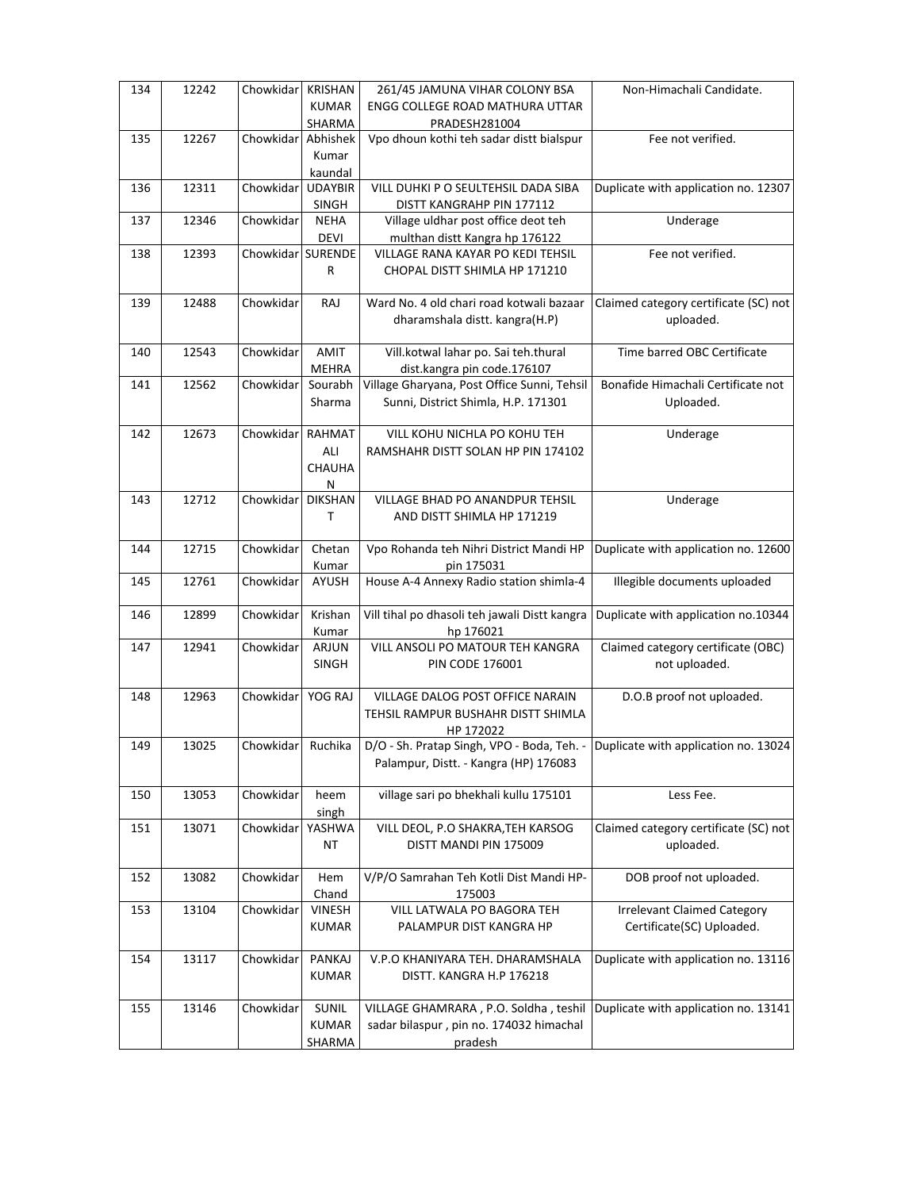| 134 | 12242 | Chowkidar | KRISHAN KUMAR SHARMA | 261/45 JAMUNA VIHAR COLONY BSA ENGG COLLEGE ROAD MATHURA UTTAR PRADESH281004 | Non-Himachali Candidate. |
|---|---|---|---|---|---|
| 135 | 12267 | Chowkidar | Abhishek Kumar kaundal | Vpo dhoun kothi teh sadar distt bialspur | Fee not verified. |
| 136 | 12311 | Chowkidar | UDAYBIR SINGH | VILL DUHKI P O SEULTEHSIL DADA SIBA DISTT KANGRAHP PIN 177112 | Duplicate with application no. 12307 |
| 137 | 12346 | Chowkidar | NEHA DEVI | Village uldhar post office deot teh multhan distt Kangra hp 176122 | Underage |
| 138 | 12393 | Chowkidar | SURENDER | VILLAGE RANA KAYAR PO KEDI TEHSIL CHOPAL DISTT SHIMLA HP 171210 | Fee not verified. |
| 139 | 12488 | Chowkidar | RAJ | Ward No. 4 old chari road kotwali bazaar dharamshala distt. kangra(H.P) | Claimed category certificate (SC) not uploaded. |
| 140 | 12543 | Chowkidar | AMIT MEHRA | Vill.kotwal lahar po. Sai teh.thural dist.kangra pin code.176107 | Time barred OBC Certificate |
| 141 | 12562 | Chowkidar | Sourabh Sharma | Village Gharyana, Post Office Sunni, Tehsil Sunni, District Shimla, H.P. 171301 | Bonafide Himachali Certificate not Uploaded. |
| 142 | 12673 | Chowkidar | RAHMAT ALI CHAUHAN | VILL KOHU NICHLA PO KOHU TEH RAMSHAHR DISTT SOLAN HP PIN 174102 | Underage |
| 143 | 12712 | Chowkidar | DIKSHANT | VILLAGE BHAD PO ANANDPUR TEHSIL AND DISTT SHIMLA HP 171219 | Underage |
| 144 | 12715 | Chowkidar | Chetan Kumar | Vpo Rohanda teh Nihri District Mandi HP pin 175031 | Duplicate with application no. 12600 |
| 145 | 12761 | Chowkidar | AYUSH | House A-4 Annexy Radio station shimla-4 | Illegible documents uploaded |
| 146 | 12899 | Chowkidar | Krishan Kumar | Vill tihal po dhasoli teh jawali Distt kangra hp 176021 | Duplicate with application no.10344 |
| 147 | 12941 | Chowkidar | ARJUN SINGH | VILL ANSOLI PO MATOUR TEH KANGRA PIN CODE 176001 | Claimed category certificate (OBC) not uploaded. |
| 148 | 12963 | Chowkidar | YOG RAJ | VILLAGE DALOG POST OFFICE NARAIN TEHSIL RAMPUR BUSHAHR DISTT SHIMLA HP 172022 | D.O.B proof not uploaded. |
| 149 | 13025 | Chowkidar | Ruchika | D/O - Sh. Pratap Singh, VPO - Boda, Teh. - Palampur, Distt. - Kangra (HP) 176083 | Duplicate with application no. 13024 |
| 150 | 13053 | Chowkidar | heem singh | village sari po bhekhali kullu 175101 | Less Fee. |
| 151 | 13071 | Chowkidar | YASHWANT | VILL DEOL, P.O SHAKRA,TEH KARSOG DISTT MANDI PIN 175009 | Claimed category certificate (SC) not uploaded. |
| 152 | 13082 | Chowkidar | Hem Chand | V/P/O Samrahan Teh Kotli Dist Mandi HP-175003 | DOB proof not uploaded. |
| 153 | 13104 | Chowkidar | VINESH KUMAR | VILL LATWALA PO BAGORA TEH PALAMPUR DIST KANGRA HP | Irrelevant Claimed Category Certificate(SC) Uploaded. |
| 154 | 13117 | Chowkidar | PANKAJ KUMAR | V.P.O KHANIYARA TEH. DHARAMSHALA DISTT. KANGRA H.P 176218 | Duplicate with application no. 13116 |
| 155 | 13146 | Chowkidar | SUNIL KUMAR SHARMA | VILLAGE GHAMRARA , P.O. Soldha , teshil sadar bilaspur , pin no. 174032 himachal pradesh | Duplicate with application no. 13141 |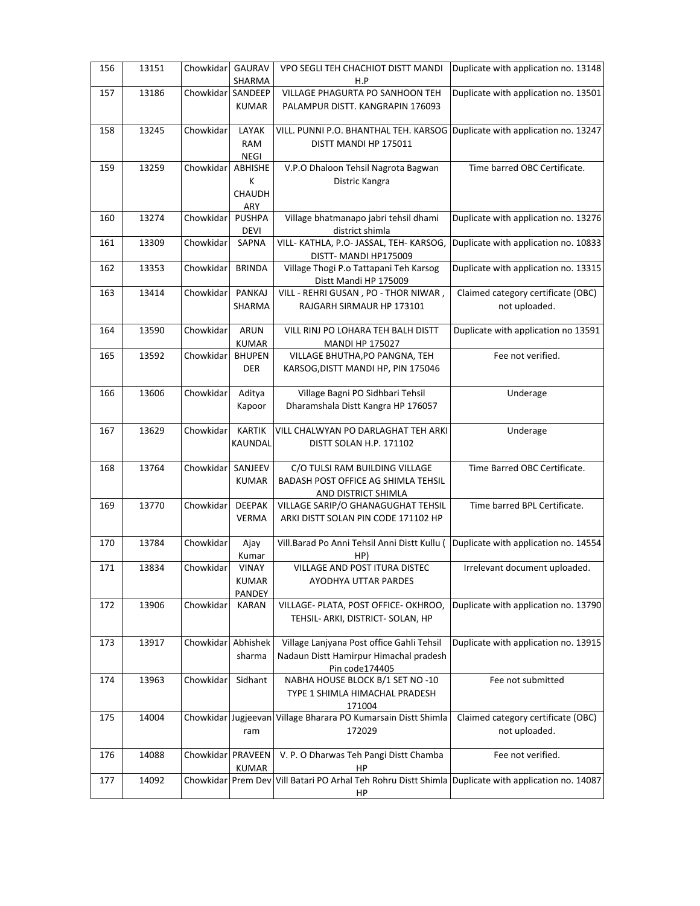| 156 | 13151 | Chowkidar | GAURAV SHARMA | VPO SEGLI TEH CHACHIOT DISTT MANDI H.P | Duplicate with application no. 13148 |
|---|---|---|---|---|---|
| 157 | 13186 | Chowkidar | SANDEEP KUMAR | VILLAGE PHAGURTA PO SANHOON TEH PALAMPUR DISTT. KANGRAPIN 176093 | Duplicate with application no. 13501 |
| 158 | 13245 | Chowkidar | LAYAK RAM NEGI | VILL. PUNNI P.O. BHANTHAL TEH. KARSOG DISTT MANDI HP 175011 | Duplicate with application no. 13247 |
| 159 | 13259 | Chowkidar | ABHISHEK CHAUDHARY | V.P.O Dhaloon Tehsil Nagrota Bagwan Distric Kangra | Time barred OBC Certificate. |
| 160 | 13274 | Chowkidar | PUSHPA DEVI | Village bhatmanapo jabri tehsil dhami district shimla | Duplicate with application no. 13276 |
| 161 | 13309 | Chowkidar | SAPNA | VILL- KATHLA, P.O- JASSAL, TEH- KARSOG, DISTT- MANDI HP175009 | Duplicate with application no. 10833 |
| 162 | 13353 | Chowkidar | BRINDA | Village Thogi P.o Tattapani Teh Karsog Distt Mandi HP 175009 | Duplicate with application no. 13315 |
| 163 | 13414 | Chowkidar | PANKAJ SHARMA | VILL - REHRI GUSAN , PO - THOR NIWAR , RAJGARH SIRMAUR HP 173101 | Claimed category certificate (OBC) not uploaded. |
| 164 | 13590 | Chowkidar | ARUN KUMAR | VILL RINJ PO LOHARA TEH BALH DISTT MANDI HP 175027 | Duplicate with application no 13591 |
| 165 | 13592 | Chowkidar | BHUPENDER | VILLAGE BHUTHA,PO PANGNA, TEH KARSOG,DISTT MANDI HP, PIN 175046 | Fee not verified. |
| 166 | 13606 | Chowkidar | Aditya Kapoor | Village Bagni PO Sidhbari Tehsil Dharamshala Distt Kangra HP 176057 | Underage |
| 167 | 13629 | Chowkidar | KARTIK KAUNDAL | VILL CHALWYAN PO DARLAGHAT TEH ARKI DISTT SOLAN H.P. 171102 | Underage |
| 168 | 13764 | Chowkidar | SANJEEV KUMAR | C/O TULSI RAM BUILDING VILLAGE BADASH POST OFFICE AG SHIMLA TEHSIL AND DISTRICT SHIMLA | Time Barred OBC Certificate. |
| 169 | 13770 | Chowkidar | DEEPAK VERMA | VILLAGE SARIP/O GHANAGUGHAT TEHSIL ARKI DISTT SOLAN PIN CODE 171102 HP | Time barred BPL Certificate. |
| 170 | 13784 | Chowkidar | Ajay Kumar | Vill.Barad Po Anni Tehsil Anni Distt Kullu ( HP) | Duplicate with application no. 14554 |
| 171 | 13834 | Chowkidar | VINAY KUMAR PANDEY | VILLAGE AND POST ITURA DISTEC AYODHYA UTTAR PARDES | Irrelevant document uploaded. |
| 172 | 13906 | Chowkidar | KARAN | VILLAGE- PLATA, POST OFFICE- OKHROO, TEHSIL- ARKI, DISTRICT- SOLAN, HP | Duplicate with application no. 13790 |
| 173 | 13917 | Chowkidar | Abhishek sharma | Village Lanjyana Post office Gahli Tehsil Nadaun Distt Hamirpur Himachal pradesh Pin code174405 | Duplicate with application no. 13915 |
| 174 | 13963 | Chowkidar | Sidhant | NABHA HOUSE BLOCK B/1 SET NO -10 TYPE 1 SHIMLA HIMACHAL PRADESH 171004 | Fee not submitted |
| 175 | 14004 | Chowkidar | Jugjeevan ram | Village Bharara PO Kumarsain Distt Shimla 172029 | Claimed category certificate (OBC) not uploaded. |
| 176 | 14088 | Chowkidar | PRAVEEN KUMAR | V. P. O Dharwas Teh Pangi Distt Chamba HP | Fee not verified. |
| 177 | 14092 | Chowkidar | Prem Dev | Vill Batari PO Arhal Teh Rohru Distt Shimla HP | Duplicate with application no. 14087 |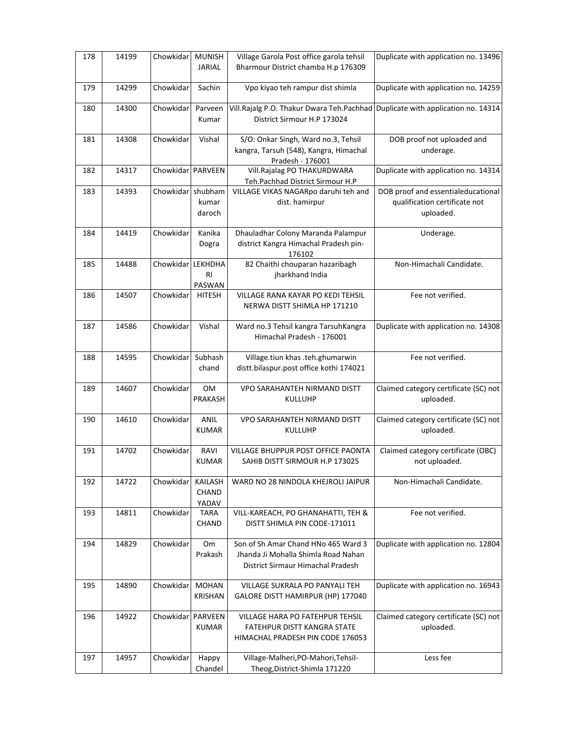| 178 | 14199 | Chowkidar | MUNISH JARIAL | Village Garola Post office garola tehsil Bharmour District chamba H.p 176309 | Duplicate with application no. 13496 |
|---|---|---|---|---|---|
| 179 | 14299 | Chowkidar | Sachin | Vpo kiyao teh rampur dist shimla | Duplicate with application no. 14259 |
| 180 | 14300 | Chowkidar | Parveen Kumar | Vill.Rajalg P.O. Thakur Dwara Teh.Pachhad District Sirmour H.P 173024 | Duplicate with application no. 14314 |
| 181 | 14308 | Chowkidar | Vishal | S/O: Onkar Singh, Ward no.3, Tehsil kangra, Tarsuh (548), Kangra, Himachal Pradesh - 176001 | DOB proof not uploaded and underage. |
| 182 | 14317 | Chowkidar | PARVEEN | Vill.Rajalag PO THAKURDWARA Teh.Pachhad District Sirmour H.P | Duplicate with application no. 14314 |
| 183 | 14393 | Chowkidar | shubham kumar daroch | VILLAGE VIKAS NAGARpo daruhi teh and dist. hamirpur | DOB proof and essentialeducational qualification certificate not uploaded. |
| 184 | 14419 | Chowkidar | Kanika Dogra | Dhauladhar Colony Maranda Palampur district Kangra Himachal Pradesh pin-176102 | Underage. |
| 185 | 14488 | Chowkidar | LEKHDHARI PASWAN | 82 Chaithi chouparan hazaribagh jharkhand India | Non-Himachali Candidate. |
| 186 | 14507 | Chowkidar | HITESH | VILLAGE RANA KAYAR PO KEDI TEHSIL NERWA DISTT SHIMLA HP 171210 | Fee not verified. |
| 187 | 14586 | Chowkidar | Vishal | Ward no.3 Tehsil kangra TarsuhKangra Himachal Pradesh - 176001 | Duplicate with application no. 14308 |
| 188 | 14595 | Chowkidar | Subhash chand | Village.tiun khas .teh.ghumarwin distt.bilaspur.post office kothi 174021 | Fee not verified. |
| 189 | 14607 | Chowkidar | OM PRAKASH | VPO SARAHANTEH NIRMAND DISTT KULLUHP | Claimed category certificate (SC) not uploaded. |
| 190 | 14610 | Chowkidar | ANIL KUMAR | VPO SARAHANTEH NIRMAND DISTT KULLUHP | Claimed category certificate (SC) not uploaded. |
| 191 | 14702 | Chowkidar | RAVI KUMAR | VILLAGE BHUPPUR POST OFFICE PAONTA SAHIB DISTT SIRMOUR H.P 173025 | Claimed category certificate (OBC) not uploaded. |
| 192 | 14722 | Chowkidar | KAILASH CHAND YADAV | WARD NO 28 NINDOLA KHEJROLI JAIPUR | Non-Himachali Candidate. |
| 193 | 14811 | Chowkidar | TARA CHAND | VILL-KAREACH, PO GHANAHATTI, TEH & DISTT SHIMLA PIN CODE-171011 | Fee not verified. |
| 194 | 14829 | Chowkidar | Om Prakash | Son of Sh Amar Chand HNo 465 Ward 3 Jhanda Ji Mohalla Shimla Road Nahan District Sirmaur Himachal Pradesh | Duplicate with application no. 12804 |
| 195 | 14890 | Chowkidar | MOHAN KRISHAN | VILLAGE SUKRALA PO PANYALI TEH GALORE DISTT HAMIRPUR (HP) 177040 | Duplicate with application no. 16943 |
| 196 | 14922 | Chowkidar | PARVEEN KUMAR | VILLAGE HARA PO FATEHPUR TEHSIL FATEHPUR DISTT KANGRA STATE HIMACHAL PRADESH PIN CODE 176053 | Claimed category certificate (SC) not uploaded. |
| 197 | 14957 | Chowkidar | Happy Chandel | Village-Malheri,PO-Mahori,Tehsil-Theog,District-Shimla 171220 | Less fee |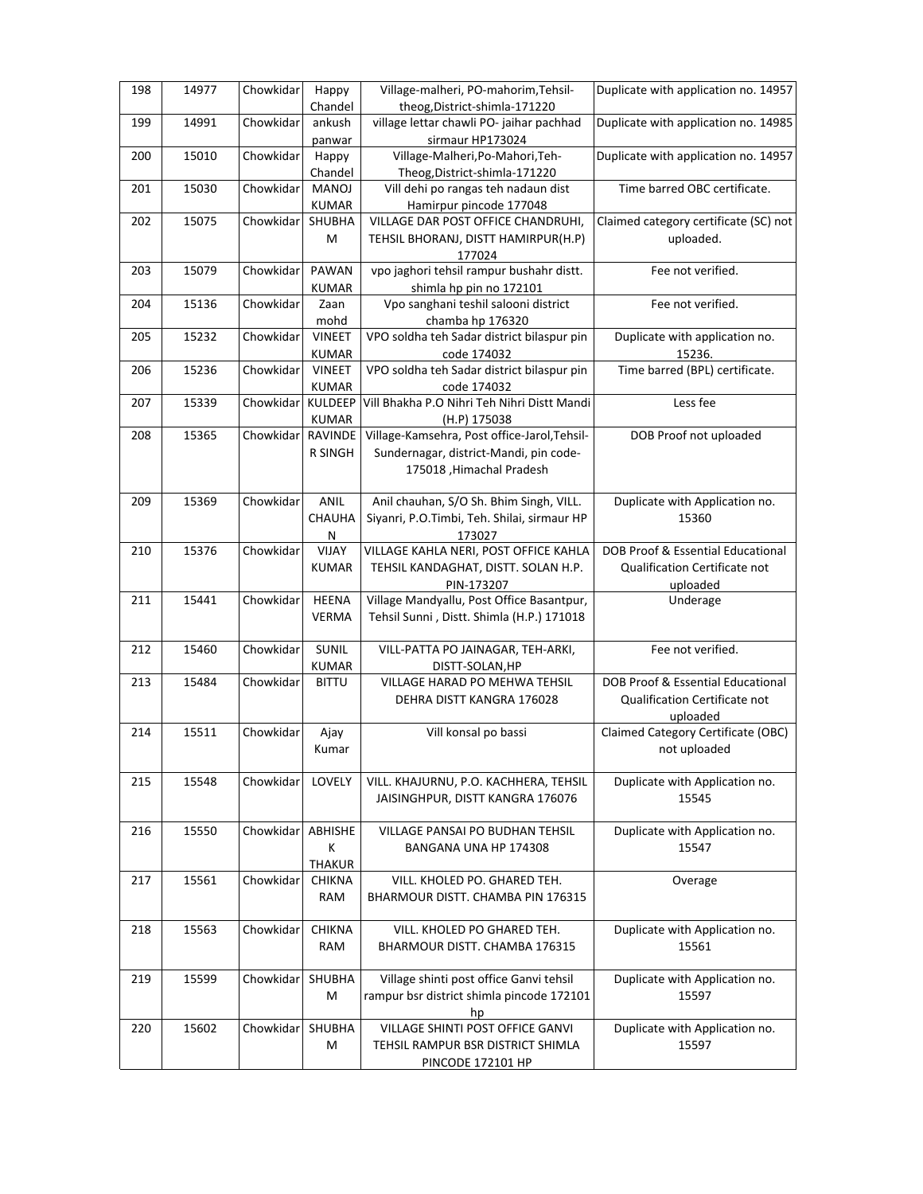| 198 | 14977 | Chowkidar | Happy Chandel | Village-malheri, PO-mahorim,Tehsil-theog,District-shimla-171220 | Duplicate with application no. 14957 |
|---|---|---|---|---|---|
| 199 | 14991 | Chowkidar | ankush panwar | village lettar chawli PO- jaihar pachhad sirmaur HP173024 | Duplicate with application no. 14985 |
| 200 | 15010 | Chowkidar | Happy Chandel | Village-Malheri,Po-Mahori,Teh-Theog,District-shimla-171220 | Duplicate with application no. 14957 |
| 201 | 15030 | Chowkidar | MANOJ KUMAR | Vill dehi po rangas teh nadaun dist Hamirpur pincode 177048 | Time barred OBC certificate. |
| 202 | 15075 | Chowkidar | SHUBHAM | VILLAGE DAR POST OFFICE CHANDRUHI, TEHSIL BHORANJ, DISTT HAMIRPUR(H.P) 177024 | Claimed category certificate (SC) not uploaded. |
| 203 | 15079 | Chowkidar | PAWAN KUMAR | vpo jaghori tehsil rampur bushahr distt. shimla hp pin no 172101 | Fee not verified. |
| 204 | 15136 | Chowkidar | Zaan mohd | Vpo sanghani teshil salooni district chamba hp 176320 | Fee not verified. |
| 205 | 15232 | Chowkidar | VINEET KUMAR | VPO soldha teh Sadar district bilaspur pin code 174032 | Duplicate with application no. 15236. |
| 206 | 15236 | Chowkidar | VINEET KUMAR | VPO soldha teh Sadar district bilaspur pin code 174032 | Time barred (BPL) certificate. |
| 207 | 15339 | Chowkidar | KULDEEP KUMAR | Vill Bhakha P.O Nihri Teh Nihri Distt Mandi (H.P) 175038 | Less fee |
| 208 | 15365 | Chowkidar | RAVINDER SINGH | Village-Kamsehra, Post office-Jarol,Tehsil-Sundernagar, district-Mandi, pin code-175018 ,Himachal Pradesh | DOB Proof not uploaded |
| 209 | 15369 | Chowkidar | ANIL CHAUHAN | Anil chauhan, S/O Sh. Bhim Singh, VILL. Siyanri, P.O.Timbi, Teh. Shilai, sirmaur HP 173027 | Duplicate with Application no. 15360 |
| 210 | 15376 | Chowkidar | VIJAY KUMAR | VILLAGE KAHLA NERI, POST OFFICE KAHLA TEHSIL KANDAGHAT, DISTT. SOLAN H.P. PIN-173207 | DOB Proof & Essential Educational Qualification Certificate not uploaded |
| 211 | 15441 | Chowkidar | HEENA VERMA | Village Mandyallu, Post Office Basantpur, Tehsil Sunni , Distt. Shimla (H.P.) 171018 | Underage |
| 212 | 15460 | Chowkidar | SUNIL KUMAR | VILL-PATTA PO JAINAGAR, TEH-ARKI, DISTT-SOLAN,HP | Fee not verified. |
| 213 | 15484 | Chowkidar | BITTU | VILLAGE HARAD PO MEHWA TEHSIL DEHRA DISTT KANGRA 176028 | DOB Proof & Essential Educational Qualification Certificate not uploaded |
| 214 | 15511 | Chowkidar | Ajay Kumar | Vill konsal po bassi | Claimed Category Certificate (OBC) not uploaded |
| 215 | 15548 | Chowkidar | LOVELY | VILL. KHAJURNU, P.O. KACHHERA, TEHSIL JAISINGHPUR, DISTT KANGRA 176076 | Duplicate with Application no. 15545 |
| 216 | 15550 | Chowkidar | ABHISHEK THAKUR | VILLAGE PANSAI PO BUDHAN TEHSIL BANGANA UNA HP 174308 | Duplicate with Application no. 15547 |
| 217 | 15561 | Chowkidar | CHIKNA RAM | VILL. KHOLED PO. GHARED TEH. BHARMOUR DISTT. CHAMBA PIN 176315 | Overage |
| 218 | 15563 | Chowkidar | CHIKNA RAM | VILL. KHOLED PO GHARED TEH. BHARMOUR DISTT. CHAMBA 176315 | Duplicate with Application no. 15561 |
| 219 | 15599 | Chowkidar | SHUBHAM | Village shinti post office Ganvi tehsil rampur bsr district shimla pincode 172101 hp | Duplicate with Application no. 15597 |
| 220 | 15602 | Chowkidar | SHUBHAM | VILLAGE SHINTI POST OFFICE GANVI TEHSIL RAMPUR BSR DISTRICT SHIMLA PINCODE 172101 HP | Duplicate with Application no. 15597 |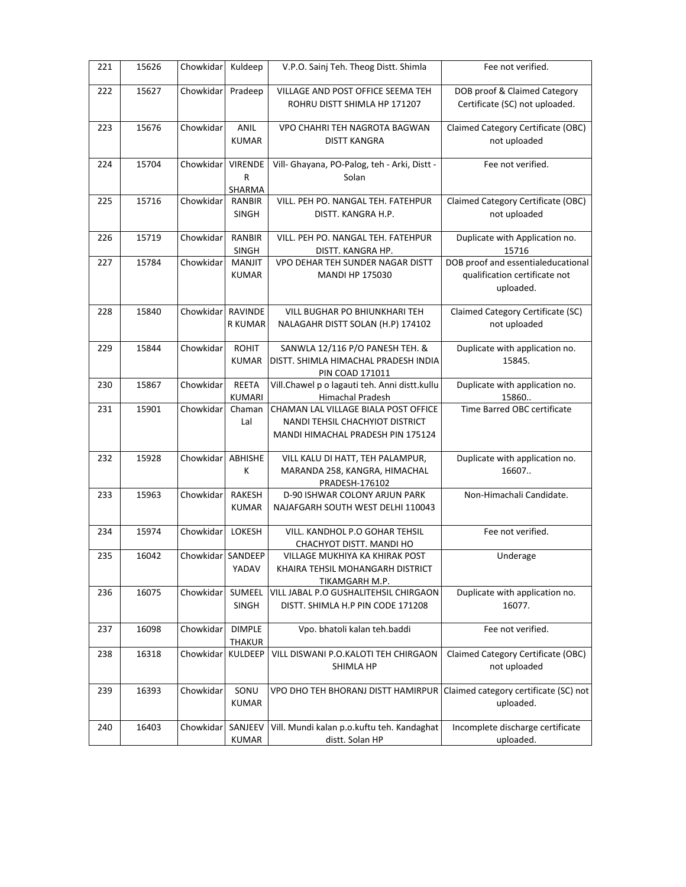| 221 | 15626 | Chowkidar | Kuldeep | V.P.O. Sainj Teh. Theog Distt. Shimla | Fee not verified. |
|---|---|---|---|---|---|
| 222 | 15627 | Chowkidar | Pradeep | VILLAGE AND POST OFFICE SEEMA TEH ROHRU DISTT SHIMLA HP 171207 | DOB proof & Claimed Category Certificate (SC) not uploaded. |
| 223 | 15676 | Chowkidar | ANIL KUMAR | VPO CHAHRI TEH NAGROTA BAGWAN DISTT KANGRA | Claimed Category Certificate (OBC) not uploaded |
| 224 | 15704 | Chowkidar | VIRENDER SHARMA | Vill- Ghayana, PO-Palog, teh - Arki, Distt - Solan | Fee not verified. |
| 225 | 15716 | Chowkidar | RANBIR SINGH | VILL. PEH PO. NANGAL TEH. FATEHPUR DISTT. KANGRA H.P. | Claimed Category Certificate (OBC) not uploaded |
| 226 | 15719 | Chowkidar | RANBIR SINGH | VILL. PEH PO. NANGAL TEH. FATEHPUR DISTT. KANGRA HP. | Duplicate with Application no. 15716 |
| 227 | 15784 | Chowkidar | MANJIT KUMAR | VPO DEHAR TEH SUNDER NAGAR DISTT MANDI HP 175030 | DOB proof and essentialeducational qualification certificate not uploaded. |
| 228 | 15840 | Chowkidar | RAVINDER KUMAR | VILL BUGHAR PO BHIUNKHARI TEH NALAGAHR DISTT SOLAN (H.P) 174102 | Claimed Category Certificate (SC) not uploaded |
| 229 | 15844 | Chowkidar | ROHIT KUMAR | SANWLA 12/116 P/O PANESH TEH. & DISTT. SHIMLA HIMACHAL PRADESH INDIA PIN COAD 171011 | Duplicate with application no. 15845. |
| 230 | 15867 | Chowkidar | REETA KUMARI | Vill.Chawel p o lagauti teh. Anni distt.kullu Himachal Pradesh | Duplicate with application no. 15860.. |
| 231 | 15901 | Chowkidar | Chaman Lal | CHAMAN LAL VILLAGE BIALA POST OFFICE NANDI TEHSIL CHACHYIOT DISTRICT MANDI HIMACHAL PRADESH PIN 175124 | Time Barred OBC certificate |
| 232 | 15928 | Chowkidar | ABHISHEK | VILL KALU DI HATT, TEH PALAMPUR, MARANDA 258, KANGRA, HIMACHAL PRADESH-176102 | Duplicate with application no. 16607.. |
| 233 | 15963 | Chowkidar | RAKESH KUMAR | D-90 ISHWAR COLONY ARJUN PARK NAJAFGARH SOUTH WEST DELHI 110043 | Non-Himachali Candidate. |
| 234 | 15974 | Chowkidar | LOKESH | VILL. KANDHOL P.O GOHAR TEHSIL CHACHYOT DISTT. MANDI HO | Fee not verified. |
| 235 | 16042 | Chowkidar | SANDEEP YADAV | VILLAGE MUKHIYA KA KHIRAK POST KHAIRA TEHSIL MOHANGARH DISTRICT TIKAMGARH M.P. | Underage |
| 236 | 16075 | Chowkidar | SUMEEL SINGH | VILL JABAL P.O GUSHALITEHSIL CHIRGAON DISTT. SHIMLA H.P PIN CODE 171208 | Duplicate with application no. 16077. |
| 237 | 16098 | Chowkidar | DIMPLE THAKUR | Vpo. bhatoli kalan teh.baddi | Fee not verified. |
| 238 | 16318 | Chowkidar | KULDEEP | VILL DISWANI P.O.KALOTI TEH CHIRGAON SHIMLA HP | Claimed Category Certificate (OBC) not uploaded |
| 239 | 16393 | Chowkidar | SONU KUMAR | VPO DHO TEH BHORANJ DISTT HAMIRPUR | Claimed category certificate (SC) not uploaded. |
| 240 | 16403 | Chowkidar | SANJEEV KUMAR | Vill. Mundi kalan p.o.kuftu teh. Kandaghat distt. Solan HP | Incomplete discharge certificate uploaded. |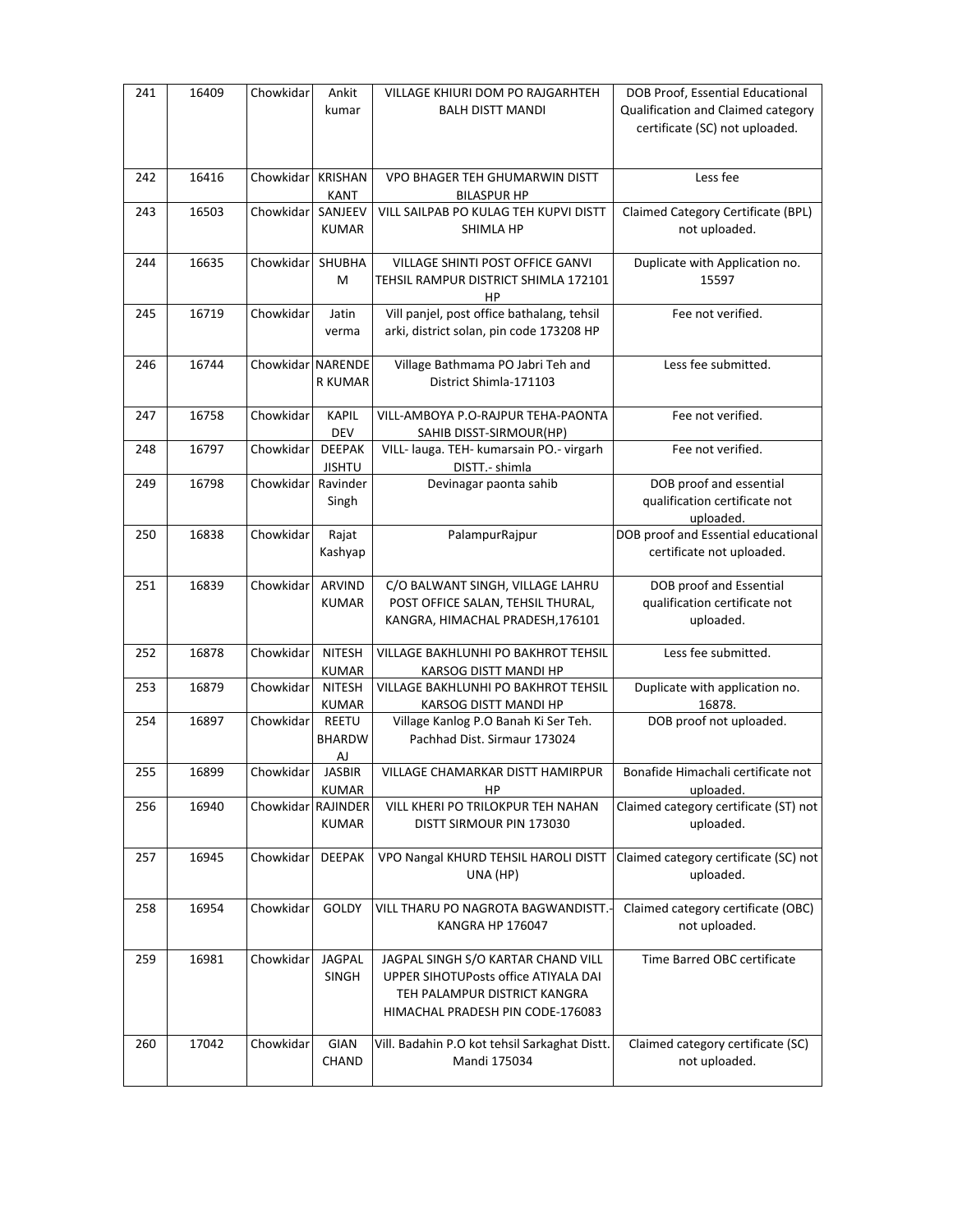| 241 | 16409 | Chowkidar | Ankit kumar | VILLAGE KHIURI DOM PO RAJGARHTEH BALH DISTT MANDI | DOB Proof, Essential Educational Qualification and Claimed category certificate (SC) not uploaded. |
|---|---|---|---|---|---|
| 242 | 16416 | Chowkidar | KRISHAN KANT | VPO BHAGER TEH GHUMARWIN DISTT BILASPUR HP | Less fee |
| 243 | 16503 | Chowkidar | SANJEEV KUMAR | VILL SAILPAB PO KULAG TEH KUPVI DISTT SHIMLA HP | Claimed Category Certificate (BPL) not uploaded. |
| 244 | 16635 | Chowkidar | SHUBHA M | VILLAGE SHINTI POST OFFICE GANVI TEHSIL RAMPUR DISTRICT SHIMLA 172101 HP | Duplicate with Application no. 15597 |
| 245 | 16719 | Chowkidar | Jatin verma | Vill panjel, post office bathalang, tehsil arki, district solan, pin code 173208 HP | Fee not verified. |
| 246 | 16744 | Chowkidar | NARENDE R KUMAR | Village Bathmama PO Jabri Teh and District Shimla-171103 | Less fee submitted. |
| 247 | 16758 | Chowkidar | KAPIL DEV | VILL-AMBOYA P.O-RAJPUR TEHA-PAONTA SAHIB DISST-SIRMOUR(HP) | Fee not verified. |
| 248 | 16797 | Chowkidar | DEEPAK JISHTU | VILL- lauga. TEH- kumarsain PO.- virgarh DISTT.- shimla | Fee not verified. |
| 249 | 16798 | Chowkidar | Ravinder Singh | Devinagar paonta sahib | DOB proof and essential qualification certificate not uploaded. |
| 250 | 16838 | Chowkidar | Rajat Kashyap | PalampurRajpur | DOB proof and Essential educational certificate not uploaded. |
| 251 | 16839 | Chowkidar | ARVIND KUMAR | C/O BALWANT SINGH, VILLAGE LAHRU POST OFFICE SALAN, TEHSIL THURAL, KANGRA, HIMACHAL PRADESH,176101 | DOB proof and Essential qualification certificate not uploaded. |
| 252 | 16878 | Chowkidar | NITESH KUMAR | VILLAGE BAKHLUNHI PO BAKHROT TEHSIL KARSOG DISTT MANDI HP | Less fee submitted. |
| 253 | 16879 | Chowkidar | NITESH KUMAR | VILLAGE BAKHLUNHI PO BAKHROT TEHSIL KARSOG DISTT MANDI HP | Duplicate with application no. 16878. |
| 254 | 16897 | Chowkidar | REETU BHARDW AJ | Village Kanlog P.O Banah Ki Ser Teh. Pachhad Dist. Sirmaur 173024 | DOB proof not uploaded. |
| 255 | 16899 | Chowkidar | JASBIR KUMAR | VILLAGE CHAMARKAR DISTT HAMIRPUR HP | Bonafide Himachali certificate not uploaded. |
| 256 | 16940 | Chowkidar | RAJINDER KUMAR | VILL KHERI PO TRILOKPUR TEH NAHAN DISTT SIRMOUR PIN 173030 | Claimed category certificate (ST) not uploaded. |
| 257 | 16945 | Chowkidar | DEEPAK | VPO Nangal KHURD TEHSIL HAROLI DISTT UNA (HP) | Claimed category certificate (SC) not uploaded. |
| 258 | 16954 | Chowkidar | GOLDY | VILL THARU PO NAGROTA BAGWANDISTT.- KANGRA HP 176047 | Claimed category certificate (OBC) not uploaded. |
| 259 | 16981 | Chowkidar | JAGPAL SINGH | JAGPAL SINGH S/O KARTAR CHAND VILL UPPER SIHOTUPosts office ATIYALA DAI TEH PALAMPUR DISTRICT KANGRA HIMACHAL PRADESH PIN CODE-176083 | Time Barred OBC certificate |
| 260 | 17042 | Chowkidar | GIAN CHAND | Vill. Badahin P.O kot tehsil Sarkaghat Distt. Mandi 175034 | Claimed category certificate (SC) not uploaded. |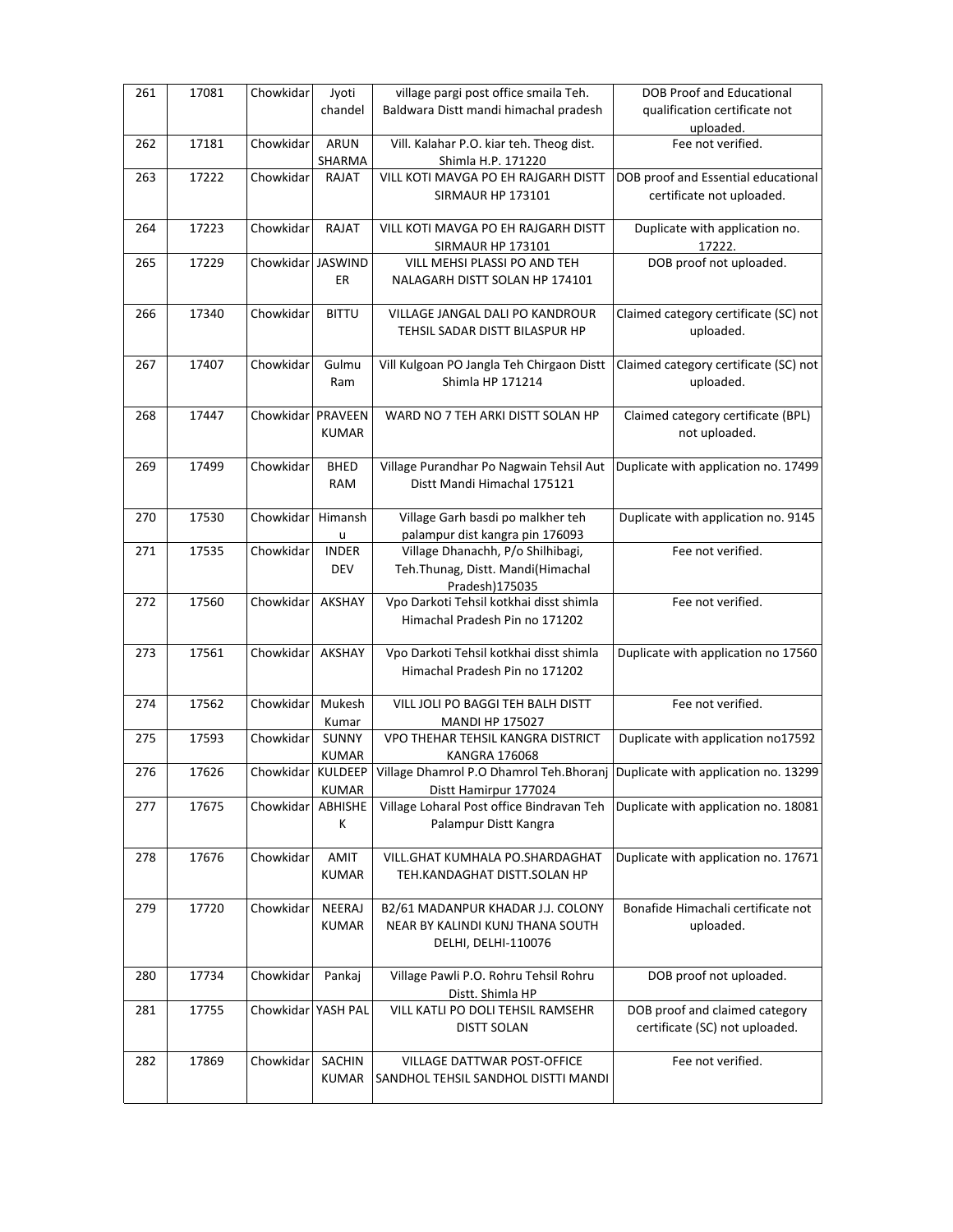| 261 | 17081 | Chowkidar | Jyoti chandel | village pargi post office smaila Teh. Baldwara Distt mandi himachal pradesh | DOB Proof and Educational qualification certificate not uploaded. |
|---|---|---|---|---|---|
| 262 | 17181 | Chowkidar | ARUN SHARMA | Vill. Kalahar P.O. kiar teh. Theog dist. Shimla H.P. 171220 | Fee not verified. |
| 263 | 17222 | Chowkidar | RAJAT | VILL KOTI MAVGA PO EH RAJGARH DISTT SIRMAUR HP 173101 | DOB proof and Essential educational certificate not uploaded. |
| 264 | 17223 | Chowkidar | RAJAT | VILL KOTI MAVGA PO EH RAJGARH DISTT SIRMAUR HP 173101 | Duplicate with application no. 17222. |
| 265 | 17229 | Chowkidar | JASWINDER | VILL MEHSI PLASSI PO AND TEH NALAGARH DISTT SOLAN HP 174101 | DOB proof not uploaded. |
| 266 | 17340 | Chowkidar | BITTU | VILLAGE JANGAL DALI PO KANDROUR TEHSIL SADAR DISTT BILASPUR HP | Claimed category certificate (SC) not uploaded. |
| 267 | 17407 | Chowkidar | Gulmu Ram | Vill Kulgoan PO Jangla Teh Chirgaon Distt Shimla HP 171214 | Claimed category certificate (SC) not uploaded. |
| 268 | 17447 | Chowkidar | PRAVEEN KUMAR | WARD NO 7 TEH ARKI DISTT SOLAN HP | Claimed category certificate (BPL) not uploaded. |
| 269 | 17499 | Chowkidar | BHED RAM | Village Purandhar Po Nagwain Tehsil Aut Distt Mandi Himachal 175121 | Duplicate with application no. 17499 |
| 270 | 17530 | Chowkidar | Himanshu | Village Garh basdi po malkher teh palampur dist kangra pin 176093 | Duplicate with application no. 9145 |
| 271 | 17535 | Chowkidar | INDER DEV | Village Dhanachh, P/o Shilhibagi, Teh.Thunag, Distt. Mandi(Himachal Pradesh)175035 | Fee not verified. |
| 272 | 17560 | Chowkidar | AKSHAY | Vpo Darkoti Tehsil kotkhai disst shimla Himachal Pradesh Pin no 171202 | Fee not verified. |
| 273 | 17561 | Chowkidar | AKSHAY | Vpo Darkoti Tehsil kotkhai disst shimla Himachal Pradesh Pin no 171202 | Duplicate with application no 17560 |
| 274 | 17562 | Chowkidar | Mukesh Kumar | VILL JOLI PO BAGGI TEH BALH DISTT MANDI HP 175027 | Fee not verified. |
| 275 | 17593 | Chowkidar | SUNNY KUMAR | VPO THEHAR TEHSIL KANGRA DISTRICT KANGRA 176068 | Duplicate with application no17592 |
| 276 | 17626 | Chowkidar | KULDEEP KUMAR | Village Dhamrol P.O Dhamrol Teh.Bhoranj Distt Hamirpur 177024 | Duplicate with application no. 13299 |
| 277 | 17675 | Chowkidar | ABHISHEK | Village Loharal Post office Bindravan Teh Palampur Distt Kangra | Duplicate with application no. 18081 |
| 278 | 17676 | Chowkidar | AMIT KUMAR | VILL.GHAT KUMHALA PO.SHARDAGHAT TEH.KANDAGHAT DISTT.SOLAN HP | Duplicate with application no. 17671 |
| 279 | 17720 | Chowkidar | NEERAJ KUMAR | B2/61 MADANPUR KHADAR J.J. COLONY NEAR BY KALINDI KUNJ THANA SOUTH DELHI, DELHI-110076 | Bonafide Himachali certificate not uploaded. |
| 280 | 17734 | Chowkidar | Pankaj | Village Pawli P.O. Rohru Tehsil Rohru Distt. Shimla HP | DOB proof not uploaded. |
| 281 | 17755 | Chowkidar | YASH PAL | VILL KATLI PO DOLI TEHSIL RAMSEHR DISTT SOLAN | DOB proof and claimed category certificate (SC) not uploaded. |
| 282 | 17869 | Chowkidar | SACHIN KUMAR | VILLAGE DATTWAR POST-OFFICE SANDHOL TEHSIL SANDHOL DISTTI MANDI | Fee not verified. |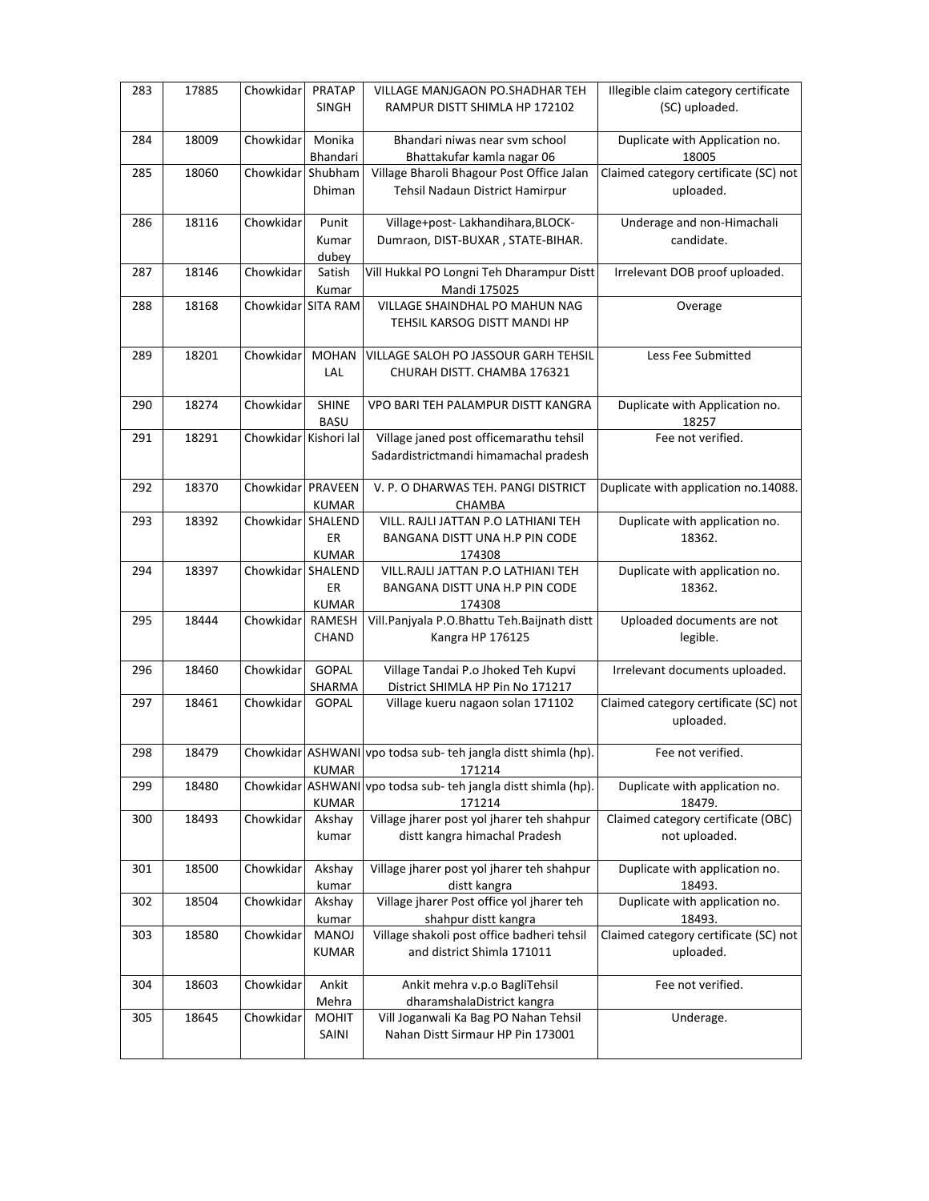| 283 | 17885 | Chowkidar | PRATAP SINGH | VILLAGE MANJGAON PO.SHADHAR TEH RAMPUR DISTT SHIMLA HP 172102 | Illegible claim category certificate (SC) uploaded. |
|---|---|---|---|---|---|
| 284 | 18009 | Chowkidar | Monika Bhandari | Bhandari niwas near svm school Bhattakufar kamla nagar 06 | Duplicate with Application no. 18005 |
| 285 | 18060 | Chowkidar | Shubham Dhiman | Village Bharoli Bhagour Post Office Jalan Tehsil Nadaun District Hamirpur | Claimed category certificate (SC) not uploaded. |
| 286 | 18116 | Chowkidar | Punit Kumar dubey | Village+post- Lakhandihara,BLOCK-Dumraon, DIST-BUXAR , STATE-BIHAR. | Underage and non-Himachali candidate. |
| 287 | 18146 | Chowkidar | Satish Kumar | Vill Hukkal PO Longni Teh Dharampur Distt Mandi 175025 | Irrelevant DOB proof uploaded. |
| 288 | 18168 | Chowkidar | SITA RAM | VILLAGE SHAINDHAL PO MAHUN NAG TEHSIL KARSOG DISTT MANDI HP | Overage |
| 289 | 18201 | Chowkidar | MOHAN LAL | VILLAGE SALOH PO JASSOUR GARH TEHSIL CHURAH DISTT. CHAMBA 176321 | Less Fee Submitted |
| 290 | 18274 | Chowkidar | SHINE BASU | VPO BARI TEH PALAMPUR DISTT KANGRA | Duplicate with Application no. 18257 |
| 291 | 18291 | Chowkidar | Kishori lal | Village janed post officemarathu tehsil Sadardistrictmandi himamachal pradesh | Fee not verified. |
| 292 | 18370 | Chowkidar | PRAVEEN KUMAR | V. P. O DHARWAS TEH. PANGI DISTRICT CHAMBA | Duplicate with application no.14088. |
| 293 | 18392 | Chowkidar | SHALENDER KUMAR | VILL. RAJLI JATTAN P.O LATHIANI TEH BANGANA DISTT UNA H.P PIN CODE 174308 | Duplicate with application no. 18362. |
| 294 | 18397 | Chowkidar | SHALENDER KUMAR | VILL.RAJLI JATTAN P.O LATHIANI TEH BANGANA DISTT UNA H.P PIN CODE 174308 | Duplicate with application no. 18362. |
| 295 | 18444 | Chowkidar | RAMESH CHAND | Vill.Panjyala P.O.Bhattu Teh.Baijnath distt Kangra HP 176125 | Uploaded documents are not legible. |
| 296 | 18460 | Chowkidar | GOPAL SHARMA | Village Tandai P.o Jhoked Teh Kupvi District SHIMLA HP Pin No 171217 | Irrelevant documents uploaded. |
| 297 | 18461 | Chowkidar | GOPAL | Village kueru nagaon solan 171102 | Claimed category certificate (SC) not uploaded. |
| 298 | 18479 | Chowkidar | ASHWANI KUMAR | vpo todsa sub- teh jangla distt shimla (hp). 171214 | Fee not verified. |
| 299 | 18480 | Chowkidar | ASHWANI KUMAR | vpo todsa sub- teh jangla distt shimla (hp). 171214 | Duplicate with application no. 18479. |
| 300 | 18493 | Chowkidar | Akshay kumar | Village jharer post yol jharer teh shahpur distt kangra himachal Pradesh | Claimed category certificate (OBC) not uploaded. |
| 301 | 18500 | Chowkidar | Akshay kumar | Village jharer post yol jharer teh shahpur distt kangra | Duplicate with application no. 18493. |
| 302 | 18504 | Chowkidar | Akshay kumar | Village jharer Post office yol jharer teh shahpur distt kangra | Duplicate with application no. 18493. |
| 303 | 18580 | Chowkidar | MANOJ KUMAR | Village shakoli post office badheri tehsil and district Shimla 171011 | Claimed category certificate (SC) not uploaded. |
| 304 | 18603 | Chowkidar | Ankit Mehra | Ankit mehra v.p.o BagliTehsil dharamshalaDistrict kangra | Fee not verified. |
| 305 | 18645 | Chowkidar | MOHIT SAINI | Vill Joganwali Ka Bag PO Nahan Tehsil Nahan Distt Sirmaur HP Pin 173001 | Underage. |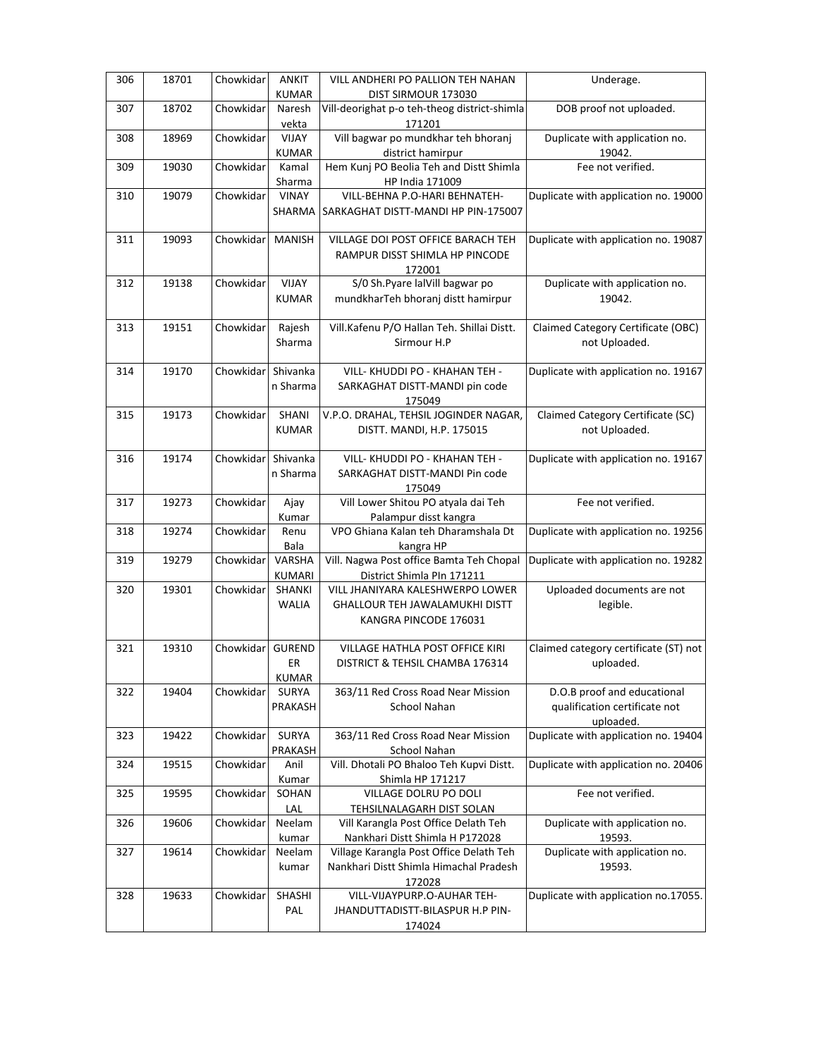| 306 | 18701 | Chowkidar | ANKIT KUMAR | VILL ANDHERI PO PALLION TEH NAHAN DIST SIRMOUR 173030 | Underage. |
|---|---|---|---|---|---|
| 307 | 18702 | Chowkidar | Naresh vekta | Vill-deorighat p-o teh-theog district-shimla 171201 | DOB proof not uploaded. |
| 308 | 18969 | Chowkidar | VIJAY KUMAR | Vill bagwar po mundkhar teh bhoranj district hamirpur | Duplicate with application no. 19042. |
| 309 | 19030 | Chowkidar | Kamal Sharma | Hem Kunj PO Beolia Teh and Distt Shimla HP India 171009 | Fee not verified. |
| 310 | 19079 | Chowkidar | VINAY SHARMA | VILL-BEHNA P.O-HARI BEHNATEH-SARKAGHAT DISTT-MANDI HP PIN-175007 | Duplicate with application no. 19000 |
| 311 | 19093 | Chowkidar | MANISH | VILLAGE DOI POST OFFICE BARACH TEH RAMPUR DISST SHIMLA HP PINCODE 172001 | Duplicate with application no. 19087 |
| 312 | 19138 | Chowkidar | VIJAY KUMAR | S/0 Sh.Pyare lalVill bagwar po mundkharTeh bhoranj distt hamirpur | Duplicate with application no. 19042. |
| 313 | 19151 | Chowkidar | Rajesh Sharma | Vill.Kafenu P/O Hallan Teh. Shillai Distt. Sirmour H.P | Claimed Category Certificate (OBC) not Uploaded. |
| 314 | 19170 | Chowkidar | Shivankan Sharma | VILL- KHUDDI PO - KHAHAN TEH - SARKAGHAT DISTT-MANDI pin code 175049 | Duplicate with application no. 19167 |
| 315 | 19173 | Chowkidar | SHANI KUMAR | V.P.O. DRAHAL, TEHSIL JOGINDER NAGAR, DISTT. MANDI, H.P. 175015 | Claimed Category Certificate (SC) not Uploaded. |
| 316 | 19174 | Chowkidar | Shivankan Sharma | VILL- KHUDDI PO - KHAHAN TEH - SARKAGHAT DISTT-MANDI Pin code 175049 | Duplicate with application no. 19167 |
| 317 | 19273 | Chowkidar | Ajay Kumar | Vill Lower Shitou PO atyala dai Teh Palampur disst kangra | Fee not verified. |
| 318 | 19274 | Chowkidar | Renu Bala | VPO Ghiana Kalan teh Dharamshala Dt kangra HP | Duplicate with application no. 19256 |
| 319 | 19279 | Chowkidar | VARSHA KUMARI | Vill. Nagwa Post office Bamta Teh Chopal District Shimla PIn 171211 | Duplicate with application no. 19282 |
| 320 | 19301 | Chowkidar | SHANKI WALIA | VILL JHANIYARA KALESHWERPO LOWER GHALLOUR TEH JAWALAMUKHI DISTT KANGRA PINCODE 176031 | Uploaded documents are not legible. |
| 321 | 19310 | Chowkidar | GURENDER KUMAR | VILLAGE HATHLA POST OFFICE KIRI DISTRICT & TEHSIL CHAMBA 176314 | Claimed category certificate (ST) not uploaded. |
| 322 | 19404 | Chowkidar | SURYA PRAKASH | 363/11 Red Cross Road Near Mission School Nahan | D.O.B proof and educational qualification certificate not uploaded. |
| 323 | 19422 | Chowkidar | SURYA PRAKASH | 363/11 Red Cross Road Near Mission School Nahan | Duplicate with application no. 19404 |
| 324 | 19515 | Chowkidar | Anil Kumar | Vill. Dhotali PO Bhaloo Teh Kupvi Distt. Shimla HP 171217 | Duplicate with application no. 20406 |
| 325 | 19595 | Chowkidar | SOHAN LAL | VILLAGE DOLRU PO DOLI TEHSILNALAGARH DIST SOLAN | Fee not verified. |
| 326 | 19606 | Chowkidar | Neelam kumar | Vill Karangla Post Office Delath Teh Nankhari Distt Shimla H P172028 | Duplicate with application no. 19593. |
| 327 | 19614 | Chowkidar | Neelam kumar | Village Karangla Post Office Delath Teh Nankhari Distt Shimla Himachal Pradesh 172028 | Duplicate with application no. 19593. |
| 328 | 19633 | Chowkidar | SHASHI PAL | VILL-VIJAYPURP.O-AUHAR TEH-JHANDUTTADISTT-BILASPUR H.P PIN-174024 | Duplicate with application no.17055. |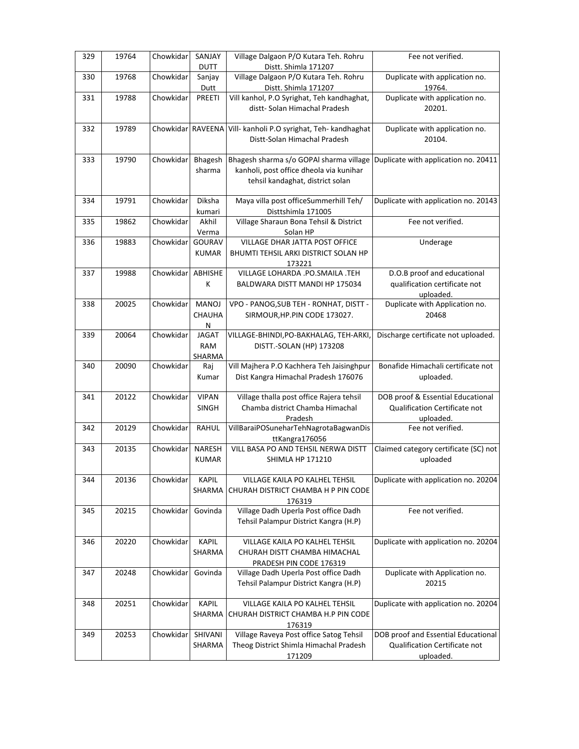| 329 | 19764 | Chowkidar | SANJAY DUTT | Village Dalgaon P/O Kutara Teh. Rohru Distt. Shimla 171207 | Fee not verified. |
|---|---|---|---|---|---|
| 330 | 19768 | Chowkidar | Sanjay Dutt | Village Dalgaon P/O Kutara Teh. Rohru Distt. Shimla 171207 | Duplicate with application no. 19764. |
| 331 | 19788 | Chowkidar | PREETI | Vill kanhol, P.O Syrighat, Teh kandhaghat, distt- Solan Himachal Pradesh | Duplicate with application no. 20201. |
| 332 | 19789 | Chowkidar | RAVEENA | Vill- kanholi P.O syrighat, Teh- kandhaghat Distt-Solan Himachal Pradesh | Duplicate with application no. 20104. |
| 333 | 19790 | Chowkidar | Bhagesh sharma | Bhagesh sharma s/o GOPAl sharma village kanholi, post office dheola via kunihar tehsil kandaghat, district solan | Duplicate with application no. 20411 |
| 334 | 19791 | Chowkidar | Diksha kumari | Maya villa post officeSummerhill Teh/ Disttshimla 171005 | Duplicate with application no. 20143 |
| 335 | 19862 | Chowkidar | Akhil Verma | Village Sharaun Bona Tehsil & District Solan HP | Fee not verified. |
| 336 | 19883 | Chowkidar | GOURAV KUMAR | VILLAGE DHAR JATTA POST OFFICE BHUMTI TEHSIL ARKI DISTRICT SOLAN HP 173221 | Underage |
| 337 | 19988 | Chowkidar | ABHISHEK | VILLAGE LOHARDA .PO.SMAILA .TEH BALDWARA DISTT MANDI HP 175034 | D.O.B proof and educational qualification certificate not uploaded. |
| 338 | 20025 | Chowkidar | MANOJ CHAUHAN | VPO - PANOG,SUB TEH - RONHAT, DISTT - SIRMOUR,HP.PIN CODE 173027. | Duplicate with Application no. 20468 |
| 339 | 20064 | Chowkidar | JAGAT RAM SHARMA | VILLAGE-BHINDI,PO-BAKHALAG, TEH-ARKI, DISTT.-SOLAN (HP) 173208 | Discharge certificate not uploaded. |
| 340 | 20090 | Chowkidar | Raj Kumar | Vill Majhera P.O Kachhera Teh Jaisinghpur Dist Kangra Himachal Pradesh 176076 | Bonafide Himachali certificate not uploaded. |
| 341 | 20122 | Chowkidar | VIPAN SINGH | Village thalla post office Rajera tehsil Chamba district Chamba Himachal Pradesh | DOB proof & Essential Educational Qualification Certificate not uploaded. |
| 342 | 20129 | Chowkidar | RAHUL | VillBaraiPOSuneharTehNagrotaBagwanDisttKangra176056 | Fee not verified. |
| 343 | 20135 | Chowkidar | NARESH KUMAR | VILL BASA PO AND TEHSIL NERWA DISTT SHIMLA HP 171210 | Claimed category certificate (SC) not uploaded |
| 344 | 20136 | Chowkidar | KAPIL SHARMA | VILLAGE KAILA PO KALHEL TEHSIL CHURAH DISTRICT CHAMBA H P PIN CODE 176319 | Duplicate with application no. 20204 |
| 345 | 20215 | Chowkidar | Govinda | Village Dadh Uperla Post office Dadh Tehsil Palampur District Kangra (H.P) | Fee not verified. |
| 346 | 20220 | Chowkidar | KAPIL SHARMA | VILLAGE KAILA PO KALHEL TEHSIL CHURAH DISTT CHAMBA HIMACHAL PRADESH PIN CODE 176319 | Duplicate with application no. 20204 |
| 347 | 20248 | Chowkidar | Govinda | Village Dadh Uperla Post office Dadh Tehsil Palampur District Kangra (H.P) | Duplicate with Application no. 20215 |
| 348 | 20251 | Chowkidar | KAPIL SHARMA | VILLAGE KAILA PO KALHEL TEHSIL CHURAH DISTRICT CHAMBA H.P PIN CODE 176319 | Duplicate with application no. 20204 |
| 349 | 20253 | Chowkidar | SHIVANI SHARMA | Village Raveya Post office Satog Tehsil Theog District Shimla Himachal Pradesh 171209 | DOB proof and Essential Educational Qualification Certificate not uploaded. |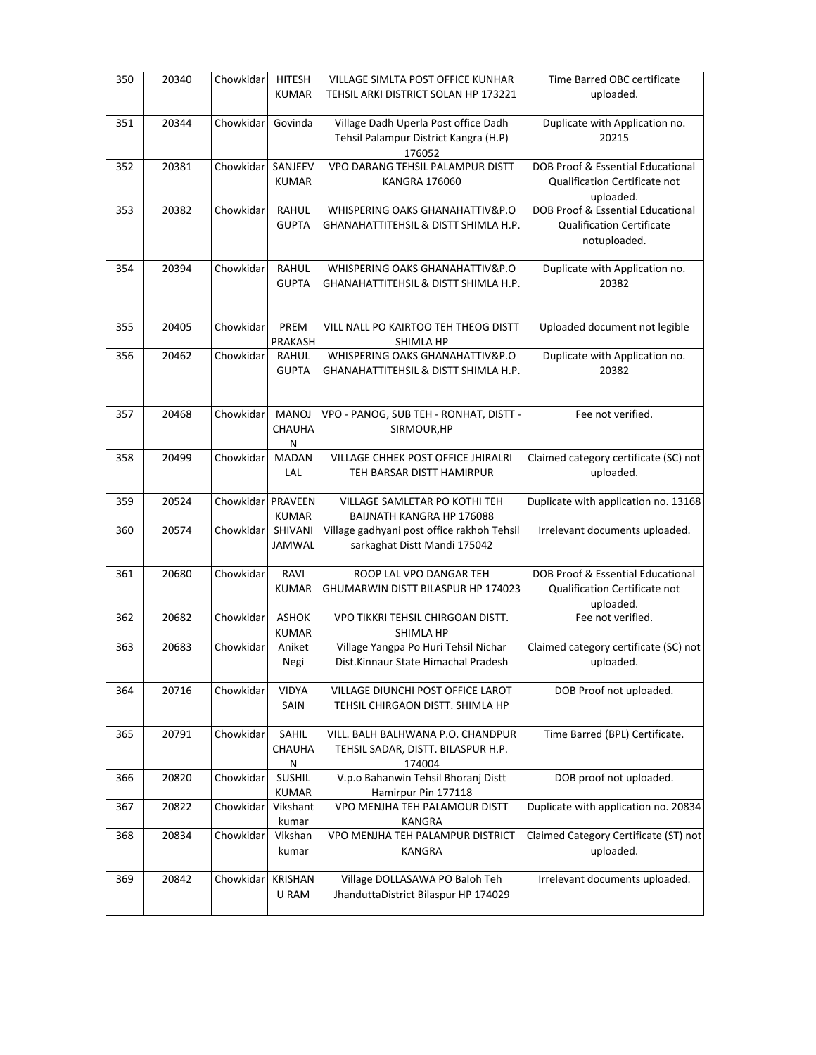| 350 | 20340 | Chowkidar | HITESH KUMAR | VILLAGE SIMLTA POST OFFICE KUNHAR TEHSIL ARKI DISTRICT SOLAN HP 173221 | Time Barred OBC certificate uploaded. |
|---|---|---|---|---|---|
| 351 | 20344 | Chowkidar | Govinda | Village Dadh Uperla Post office Dadh Tehsil Palampur District Kangra (H.P) 176052 | Duplicate with Application no. 20215 |
| 352 | 20381 | Chowkidar | SANJEEV KUMAR | VPO DARANG TEHSIL PALAMPUR DISTT KANGRA 176060 | DOB Proof & Essential Educational Qualification Certificate not uploaded. |
| 353 | 20382 | Chowkidar | RAHUL GUPTA | WHISPERING OAKS GHANAHATTIV&P.O GHANAHATTITEHSIL & DISTT SHIMLA H.P. | DOB Proof & Essential Educational Qualification Certificate notuploaded. |
| 354 | 20394 | Chowkidar | RAHUL GUPTA | WHISPERING OAKS GHANAHATTIV&P.O GHANAHATTITEHSIL & DISTT SHIMLA H.P. | Duplicate with Application no. 20382 |
| 355 | 20405 | Chowkidar | PREM PRAKASH | VILL NALL PO KAIRTOO TEH THEOG DISTT SHIMLA HP | Uploaded document not legible |
| 356 | 20462 | Chowkidar | RAHUL GUPTA | WHISPERING OAKS GHANAHATTIV&P.O GHANAHATTITEHSIL & DISTT SHIMLA H.P. | Duplicate with Application no. 20382 |
| 357 | 20468 | Chowkidar | MANOJ CHAUHAN | VPO - PANOG, SUB TEH - RONHAT, DISTT - SIRMOUR,HP | Fee not verified. |
| 358 | 20499 | Chowkidar | MADAN LAL | VILLAGE CHHEK POST OFFICE JHIRALRI TEH BARSAR DISTT HAMIRPUR | Claimed category certificate (SC) not uploaded. |
| 359 | 20524 | Chowkidar | PRAVEEN KUMAR | VILLAGE SAMLETAR PO KOTHI TEH BAIJNATH KANGRA HP 176088 | Duplicate with application no. 13168 |
| 360 | 20574 | Chowkidar | SHIVANI JAMWAL | Village gadhyani post office rakhoh Tehsil sarkaghat Distt Mandi 175042 | Irrelevant documents uploaded. |
| 361 | 20680 | Chowkidar | RAVI KUMAR | ROOP LAL VPO DANGAR TEH GHUMARWIN DISTT BILASPUR HP 174023 | DOB Proof & Essential Educational Qualification Certificate not uploaded. |
| 362 | 20682 | Chowkidar | ASHOK KUMAR | VPO TIKKRI TEHSIL CHIRGOAN DISTT. SHIMLA HP | Fee not verified. |
| 363 | 20683 | Chowkidar | Aniket Negi | Village Yangpa Po Huri Tehsil Nichar Dist.Kinnaur State Himachal Pradesh | Claimed category certificate (SC) not uploaded. |
| 364 | 20716 | Chowkidar | VIDYA SAIN | VILLAGE DIUNCHI POST OFFICE LAROT TEHSIL CHIRGAON DISTT. SHIMLA HP | DOB Proof not uploaded. |
| 365 | 20791 | Chowkidar | SAHIL CHAUHAN | VILL. BALH BALHWANA P.O. CHANDPUR TEHSIL SADAR, DISTT. BILASPUR H.P. 174004 | Time Barred (BPL) Certificate. |
| 366 | 20820 | Chowkidar | SUSHIL KUMAR | V.p.o Bahanwin Tehsil Bhoranj Distt Hamirpur Pin 177118 | DOB proof not uploaded. |
| 367 | 20822 | Chowkidar | Vikshant kumar | VPO MENJHA TEH PALAMOUR DISTT KANGRA | Duplicate with application no. 20834 |
| 368 | 20834 | Chowkidar | Vikshan kumar | VPO MENJHA TEH PALAMPUR DISTRICT KANGRA | Claimed Category Certificate (ST) not uploaded. |
| 369 | 20842 | Chowkidar | KRISHAN U RAM | Village DOLLASAWA PO Baloh Teh JhanduttaDistrict Bilaspur HP 174029 | Irrelevant documents uploaded. |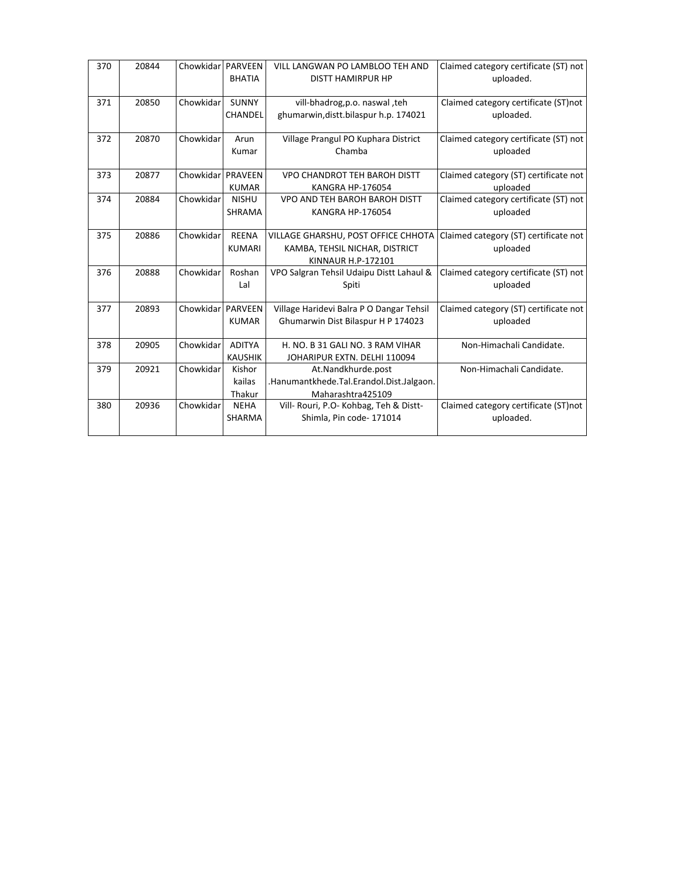| | | | | | |
|---|---|---|---|---|---|
| 370 | 20844 | Chowkidar | PARVEEN BHATIA | VILL LANGWAN PO LAMBLOO TEH AND DISTT HAMIRPUR HP | Claimed category certificate (ST) not uploaded. |
| 371 | 20850 | Chowkidar | SUNNY CHANDEL | vill-bhadrog,p.o. naswal ,teh ghumarwin,distt.bilaspur h.p. 174021 | Claimed category certificate (ST)not uploaded. |
| 372 | 20870 | Chowkidar | Arun Kumar | Village Prangul PO Kuphara District Chamba | Claimed category certificate (ST) not uploaded |
| 373 | 20877 | Chowkidar | PRAVEEN KUMAR | VPO CHANDROT TEH BAROH DISTT KANGRA HP-176054 | Claimed category (ST) certificate not uploaded |
| 374 | 20884 | Chowkidar | NISHU SHRAMA | VPO AND TEH BAROH BAROH DISTT KANGRA HP-176054 | Claimed category (ST) certificate not uploaded |
| 375 | 20886 | Chowkidar | REENA KUMARI | VILLAGE GHARSHU, POST OFFICE CHHOTA KAMBA, TEHSIL NICHAR, DISTRICT KINNAUR H.P-172101 | Claimed category (ST) certificate not uploaded |
| 376 | 20888 | Chowkidar | Roshan Lal | VPO Salgran Tehsil Udaipu Distt Lahaul & Spiti | Claimed category (ST) certificate not uploaded |
| 377 | 20893 | Chowkidar | PARVEEN KUMAR | Village Haridevi Balra P O Dangar Tehsil Ghumarwin Dist Bilaspur H P 174023 | Claimed category (ST) certificate not uploaded |
| 378 | 20905 | Chowkidar | ADITYA KAUSHIK | H. NO. B 31 GALI NO. 3 RAM VIHAR JOHARIPUR EXTN. DELHI 110094 | Non-Himachali Candidate. |
| 379 | 20921 | Chowkidar | Kishor kailas Thakur | At.Nandkhurde.post .Hanumantkhede.Tal.Erandol.Dist.Jalgaon. Maharashtra425109 | Non-Himachali Candidate. |
| 380 | 20936 | Chowkidar | NEHA SHARMA | Vill- Rouri, P.O- Kohbag, Teh & Distt-Shimla, Pin code- 171014 | Claimed category certificate (ST)not uploaded. |